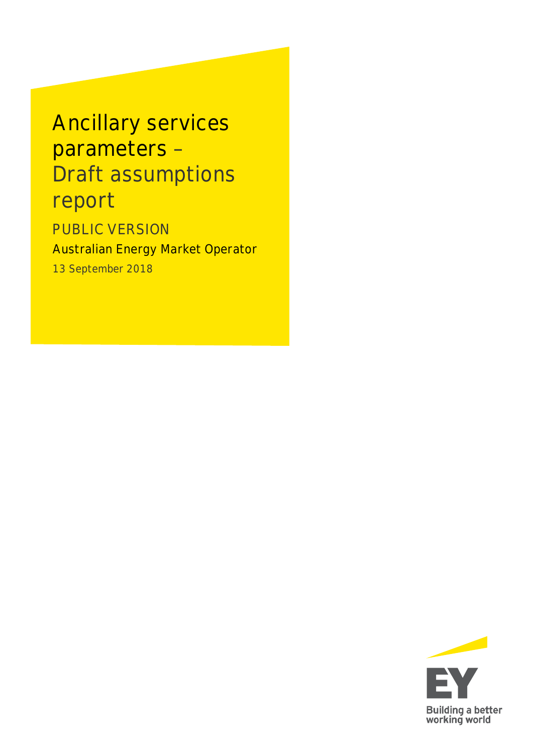# Ancillary services parameters – Draft assumptions report

PUBLIC VERSION

Australian Energy Market Operator

13 September 2018

Building a better working world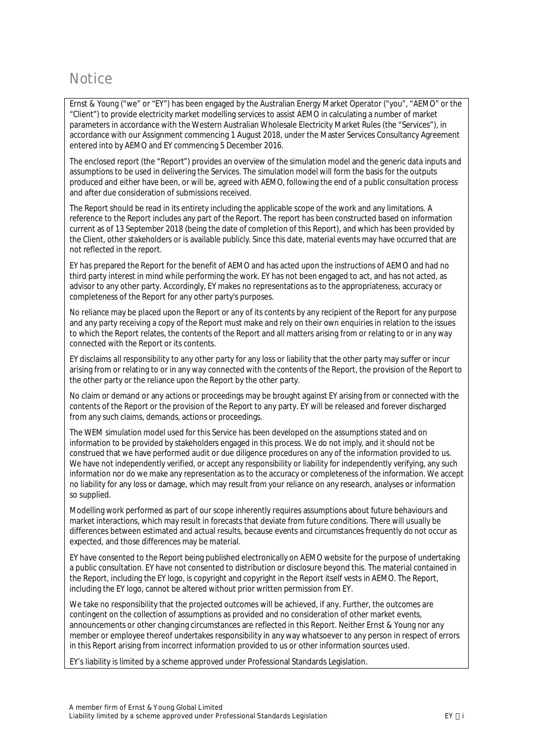# Notice

Ernst & Young ("we" or "EY") has been engaged by the Australian Energy Market Operator ("you", "AEMO" or the "Client") to provide electricity market modelling services to assist AEMO in calculating a number of market parameters in accordance with the Western Australian Wholesale Electricity Market Rules (the "Services"), in accordance with our Assignment commencing 1 August 2018, under the Master Services Consultancy Agreement entered into by AEMO and EY commencing 5 December 2016.

The enclosed report (the "Report") provides an overview of the simulation model and the generic data inputs and assumptions to be used in delivering the Services. The simulation model will form the basis for the outputs produced and either have been, or will be, agreed with AEMO, following the end of a public consultation process and after due consideration of submissions received.

The Report should be read in its entirety including the applicable scope of the work and any limitations. A reference to the Report includes any part of the Report. The report has been constructed based on information current as of 13 September 2018 (being the date of completion of this Report), and which has been provided by the Client, other stakeholders or is available publicly. Since this date, material events may have occurred that are not reflected in the report.

EY has prepared the Report for the benefit of AEMO and has acted upon the instructions of AEMO and had no third party interest in mind while performing the work. EY has not been engaged to act, and has not acted, as advisor to any other party. Accordingly, EY makes no representations as to the appropriateness, accuracy or completeness of the Report for any other party's purposes.

No reliance may be placed upon the Report or any of its contents by any recipient of the Report for any purpose and any party receiving a copy of the Report must make and rely on their own enquiries in relation to the issues to which the Report relates, the contents of the Report and all matters arising from or relating to or in any way connected with the Report or its contents.

EY disclaims all responsibility to any other party for any loss or liability that the other party may suffer or incur arising from or relating to or in any way connected with the contents of the Report, the provision of the Report to the other party or the reliance upon the Report by the other party.

No claim or demand or any actions or proceedings may be brought against EY arising from or connected with the contents of the Report or the provision of the Report to any party. EY will be released and forever discharged from any such claims, demands, actions or proceedings.

The WEM simulation model used for this Service has been developed on the assumptions stated and on information to be provided by stakeholders engaged in this process. We do not imply, and it should not be construed that we have performed audit or due diligence procedures on any of the information provided to us. We have not independently verified, or accept any responsibility or liability for independently verifying, any such information nor do we make any representation as to the accuracy or completeness of the information. We accept no liability for any loss or damage, which may result from your reliance on any research, analyses or information so supplied.

Modelling work performed as part of our scope inherently requires assumptions about future behaviours and market interactions, which may result in forecasts that deviate from future conditions. There will usually be differences between estimated and actual results, because events and circumstances frequently do not occur as expected, and those differences may be material.

EY have consented to the Report being published electronically on AEMO website for the purpose of undertaking a public consultation. EY have not consented to distribution or disclosure beyond this. The material contained in the Report, including the EY logo, is copyright and copyright in the Report itself vests in AEMO. The Report, including the EY logo, cannot be altered without prior written permission from EY.

We take no responsibility that the projected outcomes will be achieved, if any. Further, the outcomes are contingent on the collection of assumptions as provided and no consideration of other market events, announcements or other changing circumstances are reflected in this Report. Neither Ernst & Young nor any member or employee thereof undertakes responsibility in any way whatsoever to any person in respect of errors in this Report arising from incorrect information provided to us or other information sources used.

EY's liability is limited by a scheme approved under Professional Standards Legislation.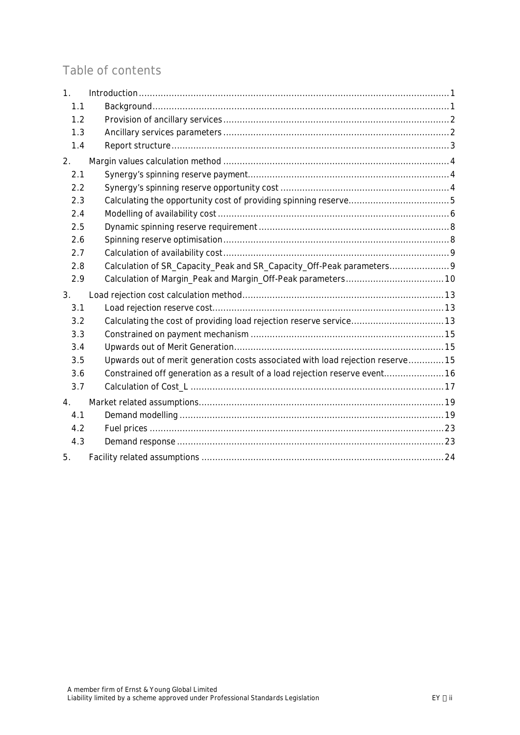## Table of contents

1. Introduction ... 1
   - 1.1 Background ... 1
   - 1.2 Provision of ancillary services ... 2
   - 1.3 Ancillary services parameters ... 2
   - 1.4 Report structure ... 3
2. Margin values calculation method ... 4
   - 2.1 Synergy's spinning reserve payment ... 4
   - 2.2 Synergy's spinning reserve opportunity cost ... 4
   - 2.3 Calculating the opportunity cost of providing spinning reserve ... 5
   - 2.4 Modelling of availability cost ... 6
   - 2.5 Dynamic spinning reserve requirement ... 8
   - 2.6 Spinning reserve optimisation ... 8
   - 2.7 Calculation of availability cost ... 9
   - 2.8 Calculation of SR_Capacity_Peak and SR_Capacity_Off-Peak parameters ... 9
   - 2.9 Calculation of Margin_Peak and Margin_Off-Peak parameters ... 10
3. Load rejection cost calculation method ... 13
   - 3.1 Load rejection reserve cost ... 13
   - 3.2 Calculating the cost of providing load rejection reserve service ... 13
   - 3.3 Constrained on payment mechanism ... 15
   - 3.4 Upwards out of Merit Generation ... 15
   - 3.5 Upwards out of merit generation costs associated with load rejection reserve ... 15
   - 3.6 Constrained off generation as a result of a load rejection reserve event ... 16
   - 3.7 Calculation of Cost_L ... 17
4. Market related assumptions ... 19
   - 4.1 Demand modelling ... 19
   - 4.2 Fuel prices ... 23
   - 4.3 Demand response ... 23
5. Facility related assumptions ... 24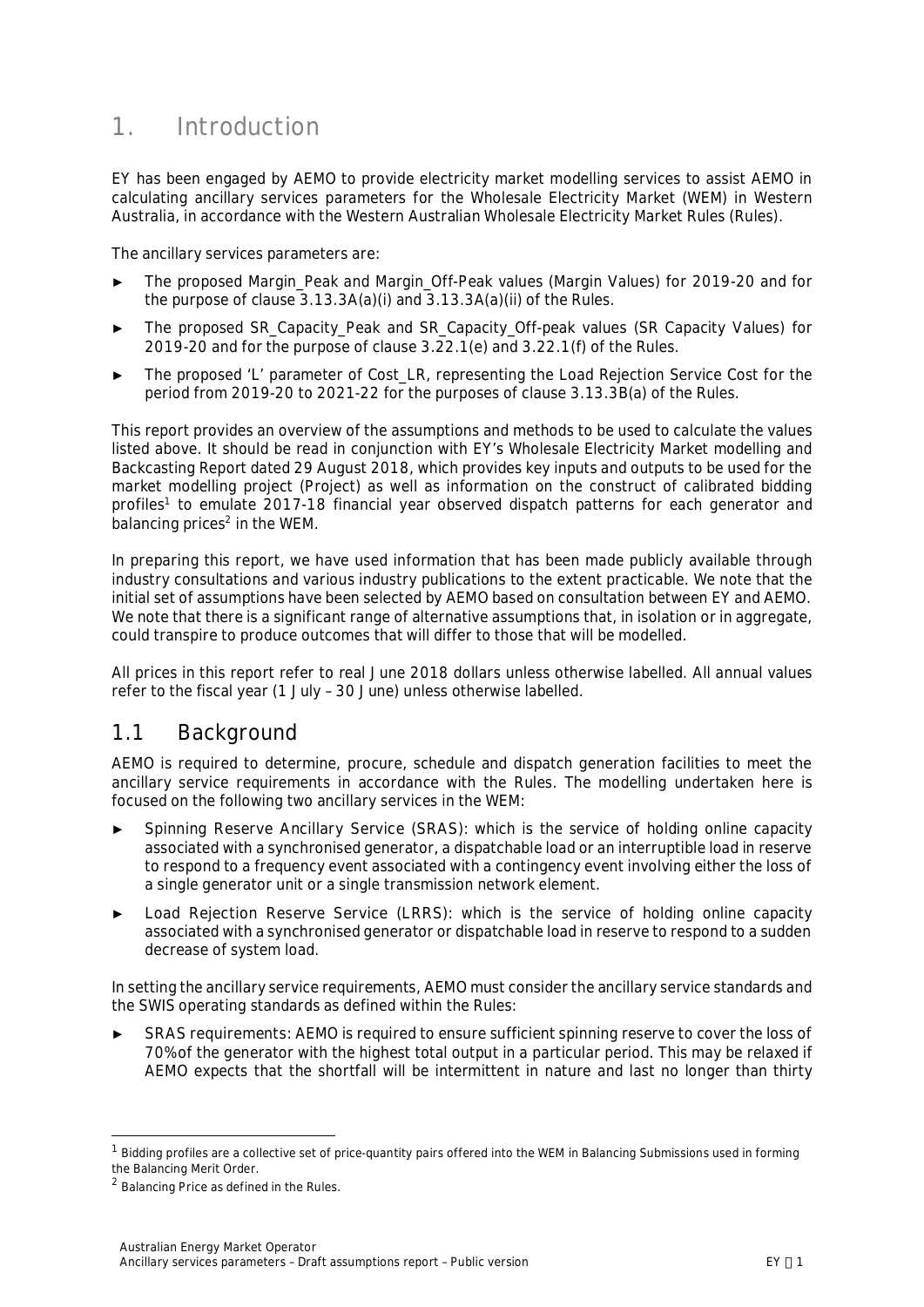# 1. Introduction

EY has been engaged by AEMO to provide electricity market modelling services to assist AEMO in calculating ancillary services parameters for the Wholesale Electricity Market (WEM) in Western Australia, in accordance with the Western Australian Wholesale Electricity Market Rules (Rules).

The ancillary services parameters are:

- The proposed Margin_Peak and Margin_Off-Peak values (Margin Values) for 2019-20 and for the purpose of clause 3.13.3A(a)(i) and 3.13.3A(a)(ii) of the Rules.
- The proposed SR_Capacity_Peak and SR_Capacity_Off-peak values (SR Capacity Values) for 2019-20 and for the purpose of clause 3.22.1(e) and 3.22.1(f) of the Rules.
- The proposed 'L' parameter of Cost_LR, representing the Load Rejection Service Cost for the period from 2019-20 to 2021-22 for the purposes of clause 3.13.3B(a) of the Rules.

This report provides an overview of the assumptions and methods to be used to calculate the values listed above. It should be read in conjunction with EY's Wholesale Electricity Market modelling and Backcasting Report dated 29 August 2018, which provides key inputs and outputs to be used for the market modelling project (Project) as well as information on the construct of calibrated bidding profiles[1] to emulate 2017-18 financial year observed dispatch patterns for each generator and balancing prices[2] in the WEM.

In preparing this report, we have used information that has been made publicly available through industry consultations and various industry publications to the extent practicable. We note that the initial set of assumptions have been selected by AEMO based on consultation between EY and AEMO. We note that there is a significant range of alternative assumptions that, in isolation or in aggregate, could transpire to produce outcomes that will differ to those that will be modelled.

All prices in this report refer to real June 2018 dollars unless otherwise labelled. All annual values refer to the fiscal year (1 July – 30 June) unless otherwise labelled.

## 1.1 Background

AEMO is required to determine, procure, schedule and dispatch generation facilities to meet the ancillary service requirements in accordance with the Rules. The modelling undertaken here is focused on the following two ancillary services in the WEM:

- Spinning Reserve Ancillary Service (SRAS): which is the service of holding online capacity associated with a synchronised generator, a dispatchable load or an interruptible load in reserve to respond to a frequency event associated with a contingency event involving either the loss of a single generator unit or a single transmission network element.
- Load Rejection Reserve Service (LRRS): which is the service of holding online capacity associated with a synchronised generator or dispatchable load in reserve to respond to a sudden decrease of system load.

In setting the ancillary service requirements, AEMO must consider the ancillary service standards and the SWIS operating standards as defined within the Rules:

- SRAS requirements: AEMO is required to ensure sufficient spinning reserve to cover the loss of 70% of the generator with the highest total output in a particular period. This may be relaxed if AEMO expects that the shortfall will be intermittent in nature and last no longer than thirty

---

[1] Bidding profiles are a collective set of price-quantity pairs offered into the WEM in Balancing Submissions used in forming the Balancing Merit Order.

[2] Balancing Price as defined in the Rules.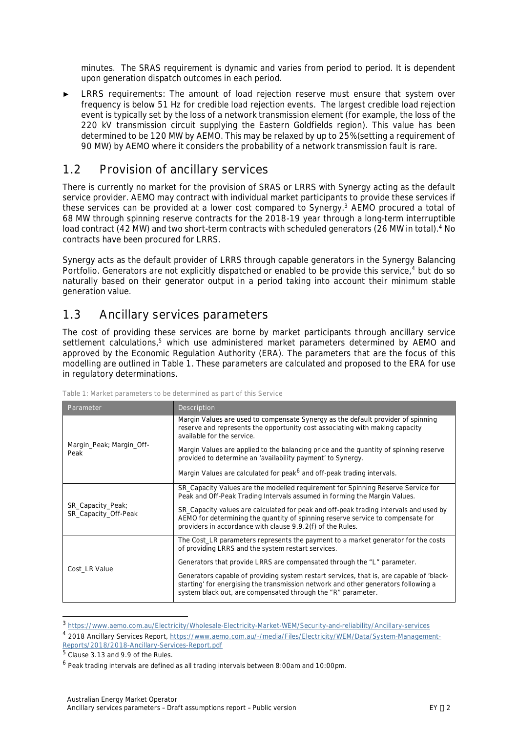minutes. The SRAS requirement is dynamic and varies from period to period. It is dependent upon generation dispatch outcomes in each period.

- LRRS requirements: The amount of load rejection reserve must ensure that system over frequency is below 51 Hz for credible load rejection events. The largest credible load rejection event is typically set by the loss of a network transmission element (for example, the loss of the 220 kV transmission circuit supplying the Eastern Goldfields region). This value has been determined to be 120 MW by AEMO. This may be relaxed by up to 25%(setting a requirement of 90 MW) by AEMO where it considers the probability of a network transmission fault is rare.

## 1.2 Provision of ancillary services

There is currently no market for the provision of SRAS or LRRS with Synergy acting as the default service provider. AEMO may contract with individual market participants to provide these services if these services can be provided at a lower cost compared to Synergy.[3] AEMO procured a total of 68 MW through spinning reserve contracts for the 2018-19 year through a long-term interruptible load contract (42 MW) and two short-term contracts with scheduled generators (26 MW in total).[4] No contracts have been procured for LRRS.

Synergy acts as the default provider of LRRS through capable generators in the Synergy Balancing Portfolio. Generators are not explicitly dispatched or enabled to be provide this service,[4] but do so naturally based on their generator output in a period taking into account their minimum stable generation value.

## 1.3 Ancillary services parameters

The cost of providing these services are borne by market participants through ancillary service settlement calculations,[5] which use administered market parameters determined by AEMO and approved by the Economic Regulation Authority (ERA). The parameters that are the focus of this modelling are outlined in Table 1. These parameters are calculated and proposed to the ERA for use in regulatory determinations.

Table 1: Market parameters to be determined as part of this Service

| Parameter | Description |
|---|---|
| Margin_Peak; Margin_Off-Peak | Margin Values are used to compensate Synergy as the default provider of spinning reserve and represents the opportunity cost associating with making capacity available for the service.<br><br>Margin Values are applied to the balancing price and the quantity of spinning reserve provided to determine an 'availability payment' to Synergy.<br><br>Margin Values are calculated for peak[6] and off-peak trading intervals. |
| SR_Capacity_Peak; SR_Capacity_Off-Peak | SR_Capacity Values are the modelled requirement for Spinning Reserve Service for Peak and Off-Peak Trading Intervals assumed in forming the Margin Values.<br><br>SR_Capacity values are calculated for peak and off-peak trading intervals and used by AEMO for determining the quantity of spinning reserve service to compensate for providers in accordance with clause 9.9.2(f) of the Rules. |
| Cost_LR Value | The Cost_LR parameters represents the payment to a market generator for the costs of providing LRRS and the system restart services.<br><br>Generators that provide LRRS are compensated through the "L" parameter.<br><br>Generators capable of providing system restart services, that is, are capable of 'black-starting' for energising the transmission network and other generators following a system black out, are compensated through the "R" parameter. |

[3] https://www.aemo.com.au/Electricity/Wholesale-Electricity-Market-WEM/Security-and-reliability/Ancillary-services

[4] 2018 Ancillary Services Report, https://www.aemo.com.au/-/media/Files/Electricity/WEM/Data/System-Management-Reports/2018/2018-Ancillary-Services-Report.pdf

[5] Clause 3.13 and 9.9 of the Rules.

[6] Peak trading intervals are defined as all trading intervals between 8:00am and 10:00pm.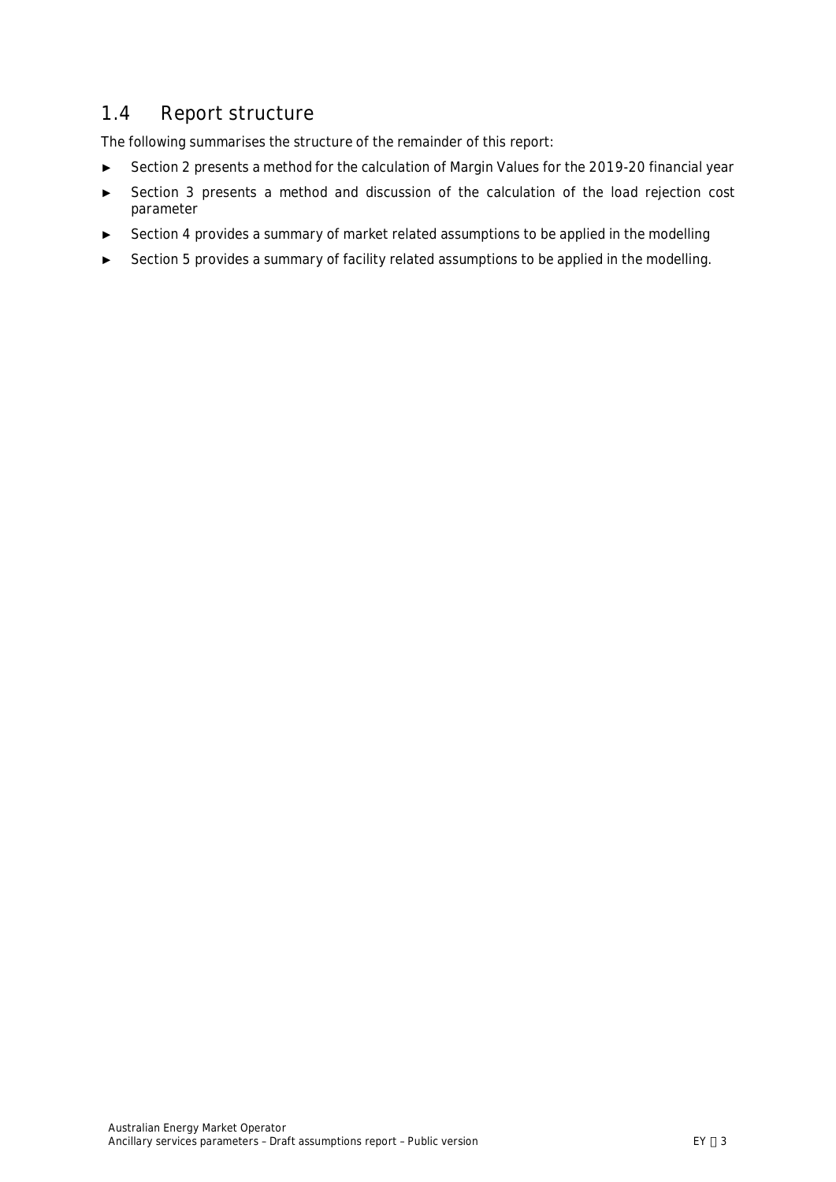## 1.4 Report structure

The following summarises the structure of the remainder of this report:

- Section 2 presents a method for the calculation of Margin Values for the 2019-20 financial year
- Section 3 presents a method and discussion of the calculation of the load rejection cost parameter
- Section 4 provides a summary of market related assumptions to be applied in the modelling
- Section 5 provides a summary of facility related assumptions to be applied in the modelling.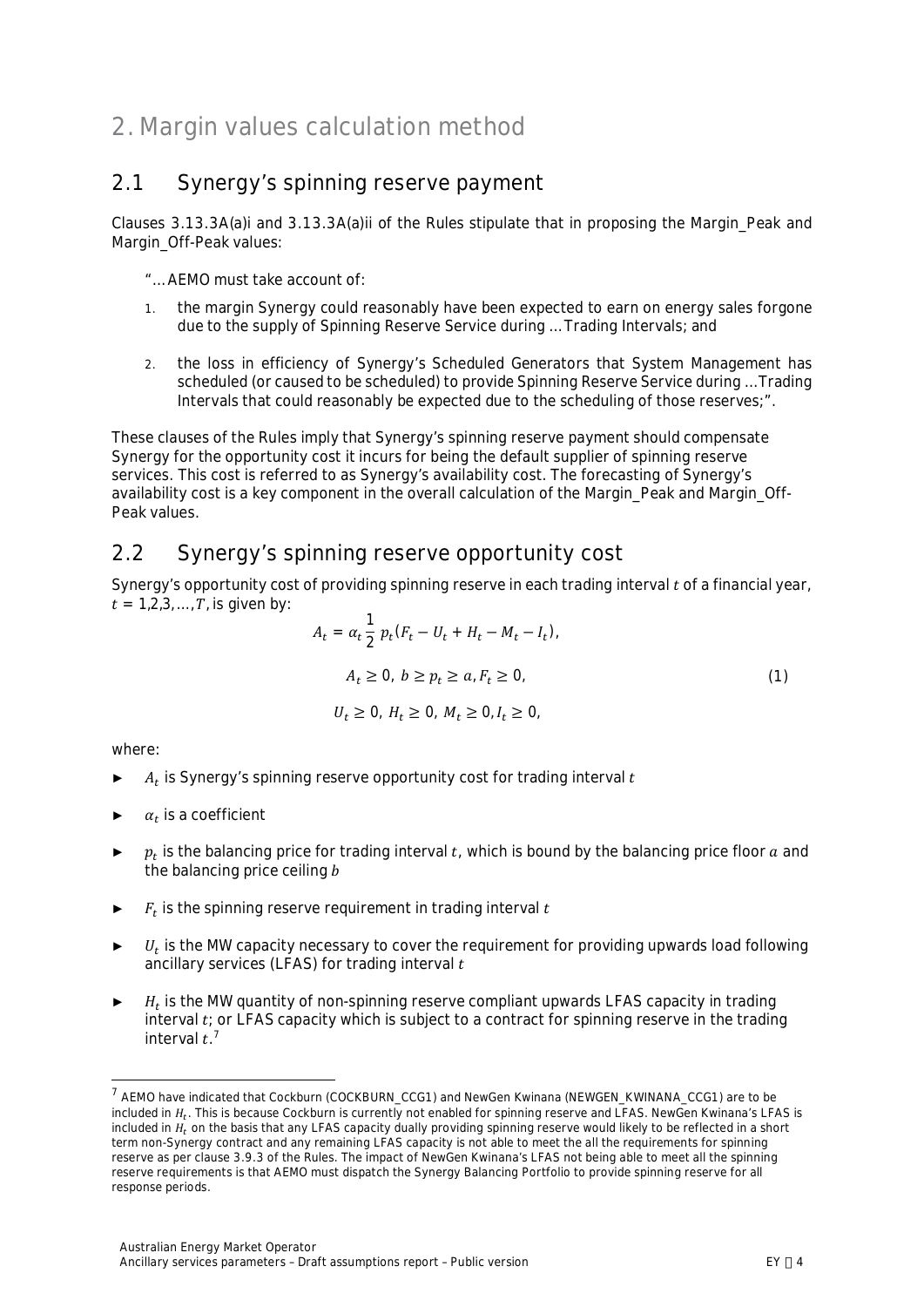# 2. Margin values calculation method

## 2.1 Synergy's spinning reserve payment

Clauses 3.13.3A(a)i and 3.13.3A(a)ii of the Rules stipulate that in proposing the Margin_Peak and Margin_Off-Peak values:

"… AEMO must take account of:

1. the margin Synergy could reasonably have been expected to earn on energy sales forgone due to the supply of Spinning Reserve Service during … Trading Intervals; and
2. the loss in efficiency of Synergy's Scheduled Generators that System Management has scheduled (or caused to be scheduled) to provide Spinning Reserve Service during … Trading Intervals that could reasonably be expected due to the scheduling of those reserves;".

These clauses of the Rules imply that Synergy's spinning reserve payment should compensate Synergy for the opportunity cost it incurs for being the default supplier of spinning reserve services. This cost is referred to as Synergy's availability cost. The forecasting of Synergy's availability cost is a key component in the overall calculation of the Margin_Peak and Margin_Off-Peak values.

## 2.2 Synergy's spinning reserve opportunity cost

Synergy's opportunity cost of providing spinning reserve in each trading interval $t$ of a financial year, $t = 1,2,3,\ldots,T$, is given by:

$$
\begin{gathered}
A_t = \alpha_t \frac{1}{2}\, p_t (F_t - U_t + H_t - M_t - I_t), \\
A_t \geq 0,\; b \geq p_t \geq a, F_t \geq 0, \\
U_t \geq 0,\; H_t \geq 0,\; M_t \geq 0, I_t \geq 0,
\end{gathered}
\tag{1}
$$

where:

- $A_t$ is Synergy's spinning reserve opportunity cost for trading interval $t$
- $\alpha_t$ is a coefficient
- $p_t$ is the balancing price for trading interval $t$, which is bound by the balancing price floor $a$ and the balancing price ceiling $b$
- $F_t$ is the spinning reserve requirement in trading interval $t$
- $U_t$ is the MW capacity necessary to cover the requirement for providing upwards load following ancillary services (LFAS) for trading interval $t$
- $H_t$ is the MW quantity of non-spinning reserve compliant upwards LFAS capacity in trading interval $t$; or LFAS capacity which is subject to a contract for spinning reserve in the trading interval $t$.[7]

[7] AEMO have indicated that Cockburn (COCKBURN_CCG1) and NewGen Kwinana (NEWGEN_KWINANA_CCG1) are to be included in $H_t$. This is because Cockburn is currently not enabled for spinning reserve and LFAS. NewGen Kwinana's LFAS is included in $H_t$ on the basis that any LFAS capacity dually providing spinning reserve would likely to be reflected in a short term non-Synergy contract and any remaining LFAS capacity is not able to meet the all the requirements for spinning reserve as per clause 3.9.3 of the Rules. The impact of NewGen Kwinana's LFAS not being able to meet all the spinning reserve requirements is that AEMO must dispatch the Synergy Balancing Portfolio to provide spinning reserve for all response periods.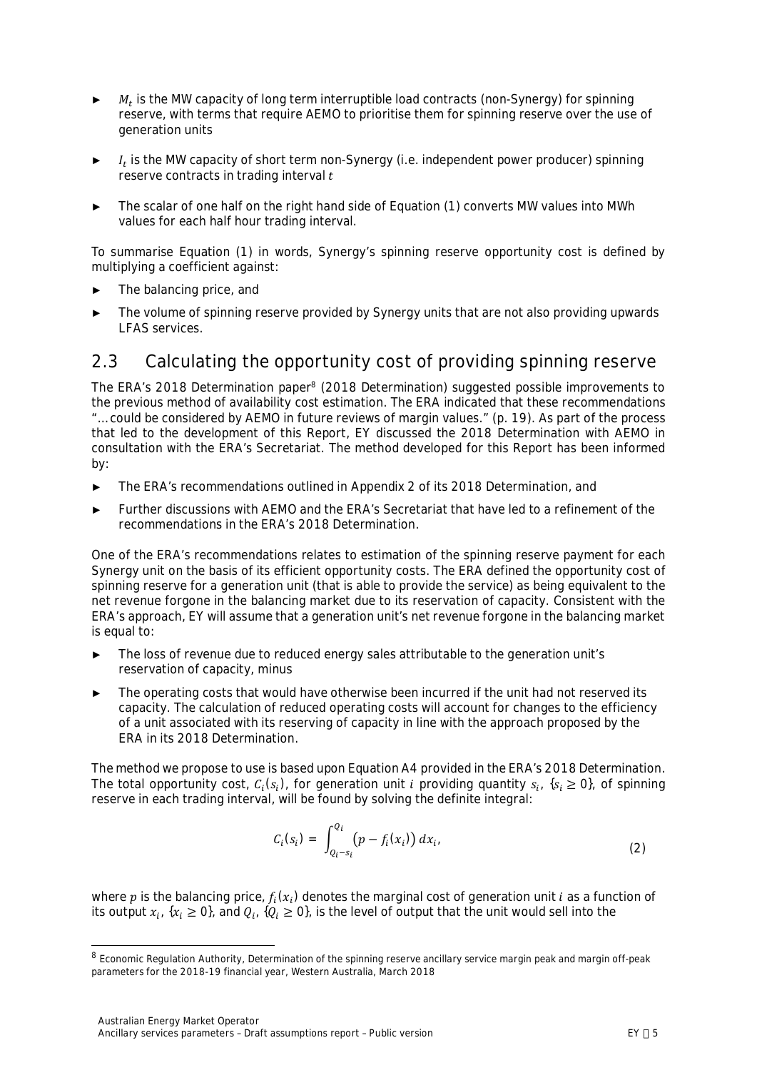- $M_t$ is the MW capacity of long term interruptible load contracts (non-Synergy) for spinning reserve, with terms that require AEMO to prioritise them for spinning reserve over the use of generation units
- $I_t$ is the MW capacity of short term non-Synergy (i.e. independent power producer) spinning reserve contracts in trading interval $t$
- The scalar of one half on the right hand side of Equation (1) converts MW values into MWh values for each half hour trading interval.

To summarise Equation (1) in words, Synergy's spinning reserve opportunity cost is defined by multiplying a coefficient against:

- The balancing price, and
- The volume of spinning reserve provided by Synergy units that are not also providing upwards LFAS services.

## 2.3 Calculating the opportunity cost of providing spinning reserve

The ERA's 2018 Determination paper[8] (2018 Determination) suggested possible improvements to the previous method of availability cost estimation. The ERA indicated that these recommendations "…could be considered by AEMO in future reviews of margin values." (p. 19). As part of the process that led to the development of this Report, EY discussed the 2018 Determination with AEMO in consultation with the ERA's Secretariat. The method developed for this Report has been informed by:

- The ERA's recommendations outlined in Appendix 2 of its 2018 Determination, and
- Further discussions with AEMO and the ERA's Secretariat that have led to a refinement of the recommendations in the ERA's 2018 Determination.

One of the ERA's recommendations relates to estimation of the spinning reserve payment for each Synergy unit on the basis of its efficient opportunity costs. The ERA defined the opportunity cost of spinning reserve for a generation unit (that is able to provide the service) as being equivalent to the net revenue forgone in the balancing market due to its reservation of capacity. Consistent with the ERA's approach, EY will assume that a generation unit's net revenue forgone in the balancing market is equal to:

- The loss of revenue due to reduced energy sales attributable to the generation unit's reservation of capacity, minus
- The operating costs that would have otherwise been incurred if the unit had not reserved its capacity. The calculation of reduced operating costs will account for changes to the efficiency of a unit associated with its reserving of capacity in line with the approach proposed by the ERA in its 2018 Determination.

The method we propose to use is based upon Equation A4 provided in the ERA's 2018 Determination. The total opportunity cost, $C_i(s_i)$, for generation unit $i$ providing quantity $s_i$, $\{s_i \geq 0\}$, of spinning reserve in each trading interval, will be found by solving the definite integral:

$$C_i(s_i) = \int_{Q_i - s_i}^{Q_i} \left(p - f_i(x_i)\right) dx_i, \tag{2}$$

where $p$ is the balancing price, $f_i(x_i)$ denotes the marginal cost of generation unit $i$ as a function of its output $x_i$, $\{x_i \geq 0\}$, and $Q_i$, $\{Q_i \geq 0\}$, is the level of output that the unit would sell into the

[8] Economic Regulation Authority, *Determination of the spinning reserve ancillary service margin peak and margin off-peak parameters for the 2018-19 financial year*, Western Australia, March 2018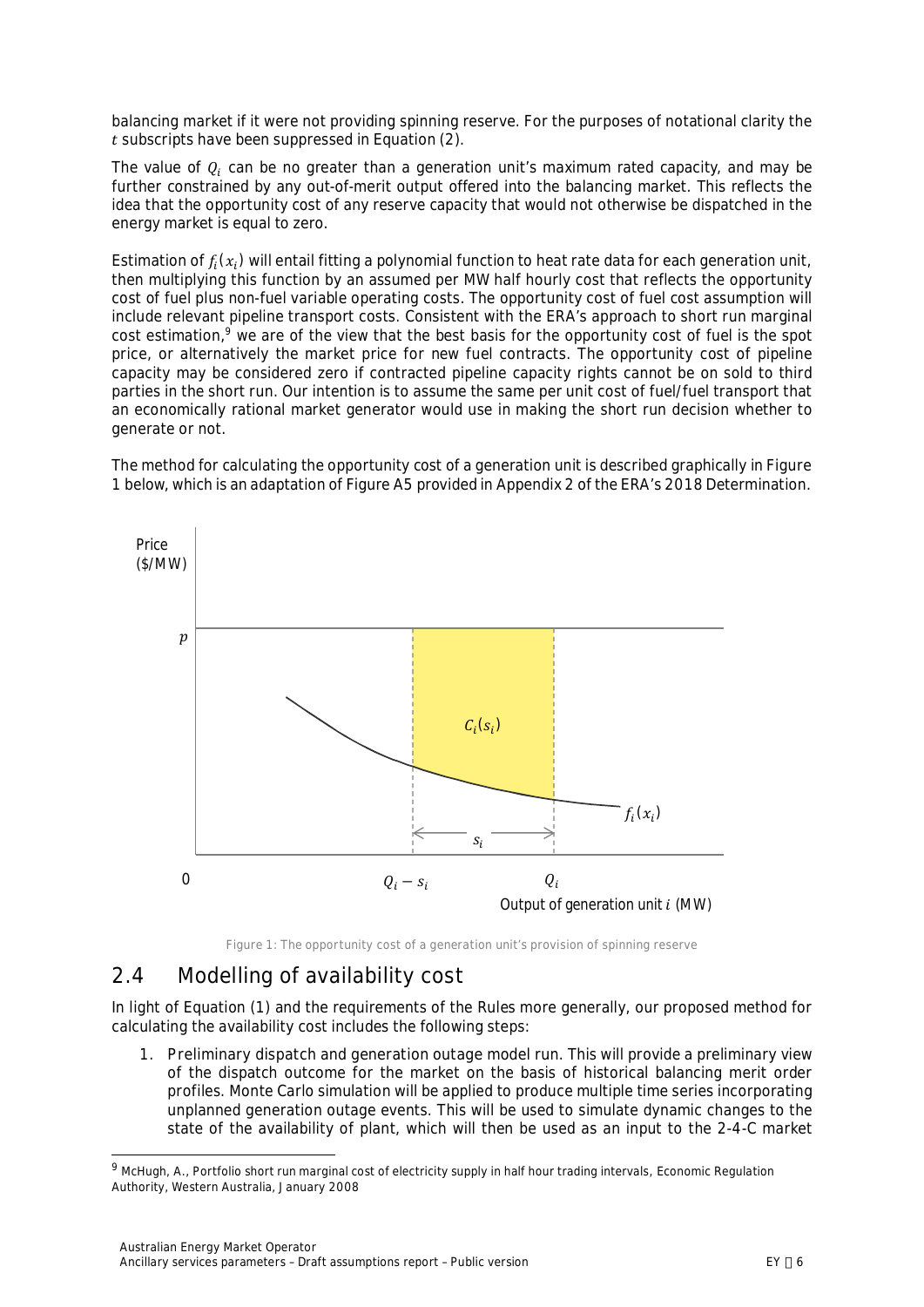balancing market if it were not providing spinning reserve. For the purposes of notational clarity the $t$ subscripts have been suppressed in Equation (2).

The value of $Q_i$ can be no greater than a generation unit's maximum rated capacity, and may be further constrained by any out-of-merit output offered into the balancing market. This reflects the idea that the opportunity cost of any reserve capacity that would not otherwise be dispatched in the energy market is equal to zero.

Estimation of $f_i(x_i)$ will entail fitting a polynomial function to heat rate data for each generation unit, then multiplying this function by an assumed per MW half hourly cost that reflects the opportunity cost of fuel plus non-fuel variable operating costs. The opportunity cost of fuel cost assumption will include relevant pipeline transport costs. Consistent with the ERA's approach to short run marginal cost estimation,[9] we are of the view that the best basis for the opportunity cost of fuel is the spot price, or alternatively the market price for new fuel contracts. The opportunity cost of pipeline capacity may be considered zero if contracted pipeline capacity rights cannot be on sold to third parties in the short run. Our intention is to assume the same per unit cost of fuel/fuel transport that an economically rational market generator would use in making the short run decision whether to generate or not.

The method for calculating the opportunity cost of a generation unit is described graphically in Figure 1 below, which is an adaptation of Figure A5 provided in Appendix 2 of the ERA's 2018 Determination.

Figure 1: The opportunity cost of a generation unit's provision of spinning reserve

## 2.4 Modelling of availability cost

In light of Equation (1) and the requirements of the Rules more generally, our proposed method for calculating the availability cost includes the following steps:

1. Preliminary dispatch and generation outage model run. This will provide a preliminary view of the dispatch outcome for the market on the basis of historical balancing merit order profiles. Monte Carlo simulation will be applied to produce multiple time series incorporating unplanned generation outage events. This will be used to simulate dynamic changes to the state of the availability of plant, which will then be used as an input to the 2-4-C market

[9] McHugh, A., Portfolio short run marginal cost of electricity supply in half hour trading intervals, Economic Regulation Authority, Western Australia, January 2008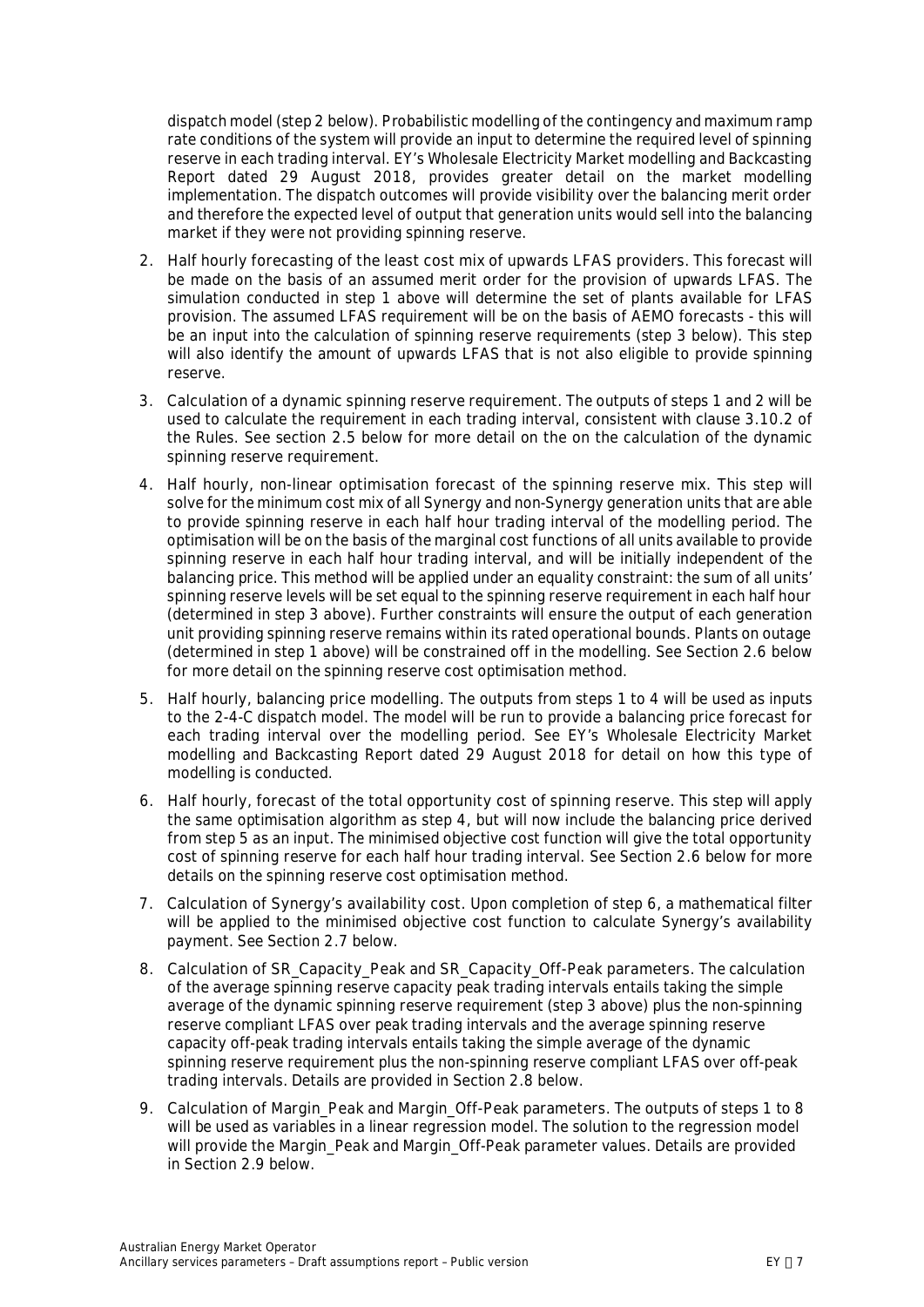dispatch model (step 2 below). Probabilistic modelling of the contingency and maximum ramp rate conditions of the system will provide an input to determine the required level of spinning reserve in each trading interval. EY's Wholesale Electricity Market modelling and Backcasting Report dated 29 August 2018, provides greater detail on the market modelling implementation. The dispatch outcomes will provide visibility over the balancing merit order and therefore the expected level of output that generation units would sell into the balancing market if they were not providing spinning reserve.

2. Half hourly forecasting of the least cost mix of upwards LFAS providers. This forecast will be made on the basis of an assumed merit order for the provision of upwards LFAS. The simulation conducted in step 1 above will determine the set of plants available for LFAS provision. The assumed LFAS requirement will be on the basis of AEMO forecasts - this will be an input into the calculation of spinning reserve requirements (step 3 below). This step will also identify the amount of upwards LFAS that is not also eligible to provide spinning reserve.
3. Calculation of a dynamic spinning reserve requirement. The outputs of steps 1 and 2 will be used to calculate the requirement in each trading interval, consistent with clause 3.10.2 of the Rules. See section 2.5 below for more detail on the on the calculation of the dynamic spinning reserve requirement.
4. Half hourly, non-linear optimisation forecast of the spinning reserve mix. This step will solve for the minimum cost mix of all Synergy and non-Synergy generation units that are able to provide spinning reserve in each half hour trading interval of the modelling period. The optimisation will be on the basis of the marginal cost functions of all units available to provide spinning reserve in each half hour trading interval, and will be initially independent of the balancing price. This method will be applied under an equality constraint: the sum of all units' spinning reserve levels will be set equal to the spinning reserve requirement in each half hour (determined in step 3 above). Further constraints will ensure the output of each generation unit providing spinning reserve remains within its rated operational bounds. Plants on outage (determined in step 1 above) will be constrained off in the modelling. See Section 2.6 below for more detail on the spinning reserve cost optimisation method.
5. Half hourly, balancing price modelling. The outputs from steps 1 to 4 will be used as inputs to the 2-4-C dispatch model. The model will be run to provide a balancing price forecast for each trading interval over the modelling period. See EY's Wholesale Electricity Market modelling and Backcasting Report dated 29 August 2018 for detail on how this type of modelling is conducted.
6. Half hourly, forecast of the total opportunity cost of spinning reserve. This step will apply the same optimisation algorithm as step 4, but will now include the balancing price derived from step 5 as an input. The minimised objective cost function will give the total opportunity cost of spinning reserve for each half hour trading interval. See Section 2.6 below for more details on the spinning reserve cost optimisation method.
7. Calculation of Synergy's availability cost. Upon completion of step 6, a mathematical filter will be applied to the minimised objective cost function to calculate Synergy's availability payment. See Section 2.7 below.
8. Calculation of SR_Capacity_Peak and SR_Capacity_Off-Peak parameters. The calculation of the average spinning reserve capacity peak trading intervals entails taking the simple average of the dynamic spinning reserve requirement (step 3 above) plus the non-spinning reserve compliant LFAS over peak trading intervals and the average spinning reserve capacity off-peak trading intervals entails taking the simple average of the dynamic spinning reserve requirement plus the non-spinning reserve compliant LFAS over off-peak trading intervals. Details are provided in Section 2.8 below.
9. Calculation of Margin_Peak and Margin_Off-Peak parameters. The outputs of steps 1 to 8 will be used as variables in a linear regression model. The solution to the regression model will provide the Margin_Peak and Margin_Off-Peak parameter values. Details are provided in Section 2.9 below.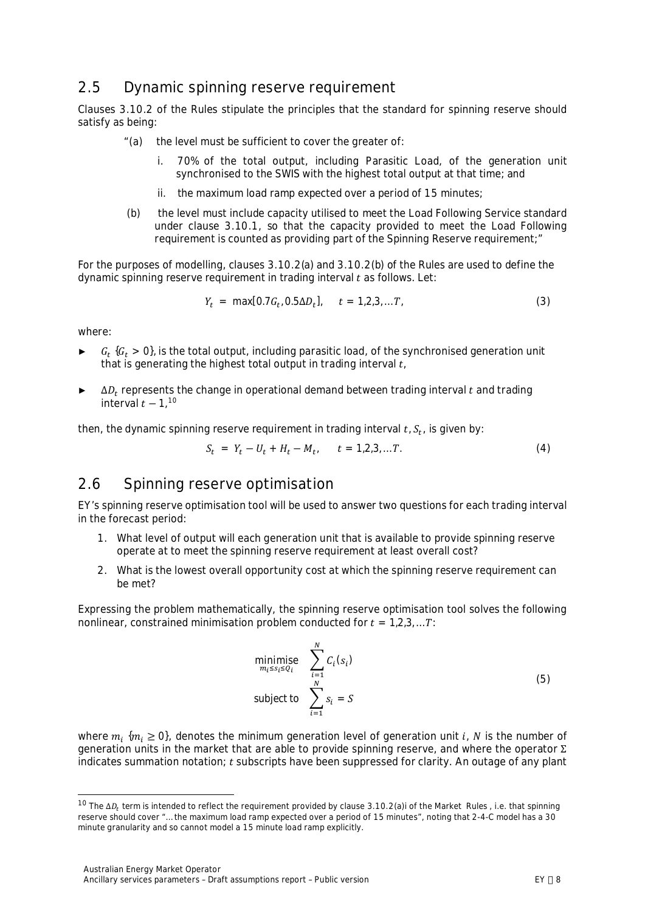## 2.5 Dynamic spinning reserve requirement

Clauses 3.10.2 of the Rules stipulate the principles that the standard for spinning reserve should satisfy as being:

> "(a) the level must be sufficient to cover the greater of:
>
> i. 70% of the total output, including Parasitic Load, of the generation unit synchronised to the SWIS with the highest total output at that time; and
>
> ii. the maximum load ramp expected over a period of 15 minutes;
>
> (b) the level must include capacity utilised to meet the Load Following Service standard under clause 3.10.1, so that the capacity provided to meet the Load Following requirement is counted as providing part of the Spinning Reserve requirement;"

For the purposes of modelling, clauses 3.10.2(a) and 3.10.2(b) of the Rules are used to define the dynamic spinning reserve requirement in trading interval $t$ as follows. Let:

$$Y_t = \max[0.7G_t, 0.5\Delta D_t], \quad t = 1,2,3,\ldots T, \tag{3}$$

where:

- $G_t$ $\{G_t > 0\}$, is the total output, including parasitic load, of the synchronised generation unit that is generating the highest total output in trading interval $t$,
- $\Delta D_t$ represents the change in operational demand between trading interval $t$ and trading interval $t-1$,[10]

then, the dynamic spinning reserve requirement in trading interval $t$, $S_t$, is given by:

$$S_t = Y_t - U_t + H_t - M_t, \quad t = 1,2,3,\ldots T. \tag{4}$$

## 2.6 Spinning reserve optimisation

EY's spinning reserve optimisation tool will be used to answer two questions for each trading interval in the forecast period:

1. What level of output will each generation unit that is available to provide spinning reserve operate at to meet the spinning reserve requirement at least overall cost?
2. What is the lowest overall opportunity cost at which the spinning reserve requirement can be met?

Expressing the problem mathematically, the spinning reserve optimisation tool solves the following nonlinear, constrained minimisation problem conducted for $t = 1,2,3,\ldots T$:

$$\begin{aligned} \underset{m_i \le s_i \le Q_i}{\text{minimise}} \quad & \sum_{i=1}^{N} C_i(s_i) \\ \text{subject to} \quad & \sum_{i=1}^{N} s_i = S \end{aligned} \tag{5}$$

where $m_i$ $\{m_i \ge 0\}$, denotes the minimum generation level of generation unit $i$, $N$ is the number of generation units in the market that are able to provide spinning reserve, and where the operator $\Sigma$ indicates summation notation; $t$ subscripts have been suppressed for clarity. An outage of any plant

[10] The $\Delta D_t$ term is intended to reflect the requirement provided by clause 3.10.2(a)i of the Market Rules, i.e. that spinning reserve should cover "... the maximum load ramp expected over a period of 15 minutes", noting that 2-4-C model has a 30 minute granularity and so cannot model a 15 minute load ramp explicitly.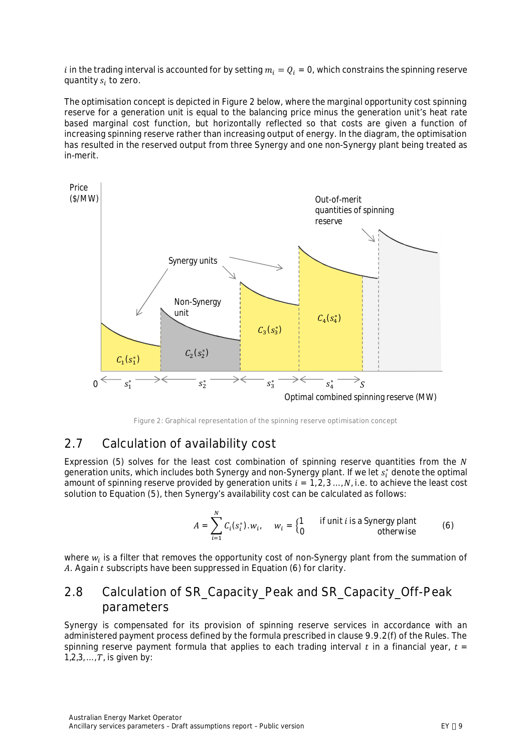$i$ in the trading interval is accounted for by setting $m_i = Q_i = 0$, which constrains the spinning reserve quantity $s_i$ to zero.

The optimisation concept is depicted in Figure 2 below, where the marginal opportunity cost spinning reserve for a generation unit is equal to the balancing price minus the generation unit's heat rate based marginal cost function, but horizontally reflected so that costs are given a function of increasing spinning reserve rather than increasing output of energy. In the diagram, the optimisation has resulted in the reserved output from three Synergy and one non-Synergy plant being treated as in-merit.

Figure 2: Graphical representation of the spinning reserve optimisation concept

## 2.7 Calculation of availability cost

Expression (5) solves for the least cost combination of spinning reserve quantities from the $N$ generation units, which includes both Synergy and non-Synergy plant. If we let $s_i^*$ denote the optimal amount of spinning reserve provided by generation units $i = 1,2,3 \ldots, N$, i.e. to achieve the least cost solution to Equation (5), then Synergy's availability cost can be calculated as follows:

$$A = \sum_{i=1}^{N} C_i(s_i^*).w_i, \quad w_i = \begin{cases} 1 & \text{if unit } i \text{ is a Synergy plant} \\ 0 & \text{otherwise} \end{cases} \qquad (6)$$

where $w_i$ is a filter that removes the opportunity cost of non-Synergy plant from the summation of $A$. Again $t$ subscripts have been suppressed in Equation (6) for clarity.

## 2.8 Calculation of SR_Capacity_Peak and SR_Capacity_Off-Peak parameters

Synergy is compensated for its provision of spinning reserve services in accordance with an administered payment process defined by the formula prescribed in clause 9.9.2(f) of the Rules. The spinning reserve payment formula that applies to each trading interval $t$ in a financial year, $t = 1,2,3, \ldots, T$, is given by: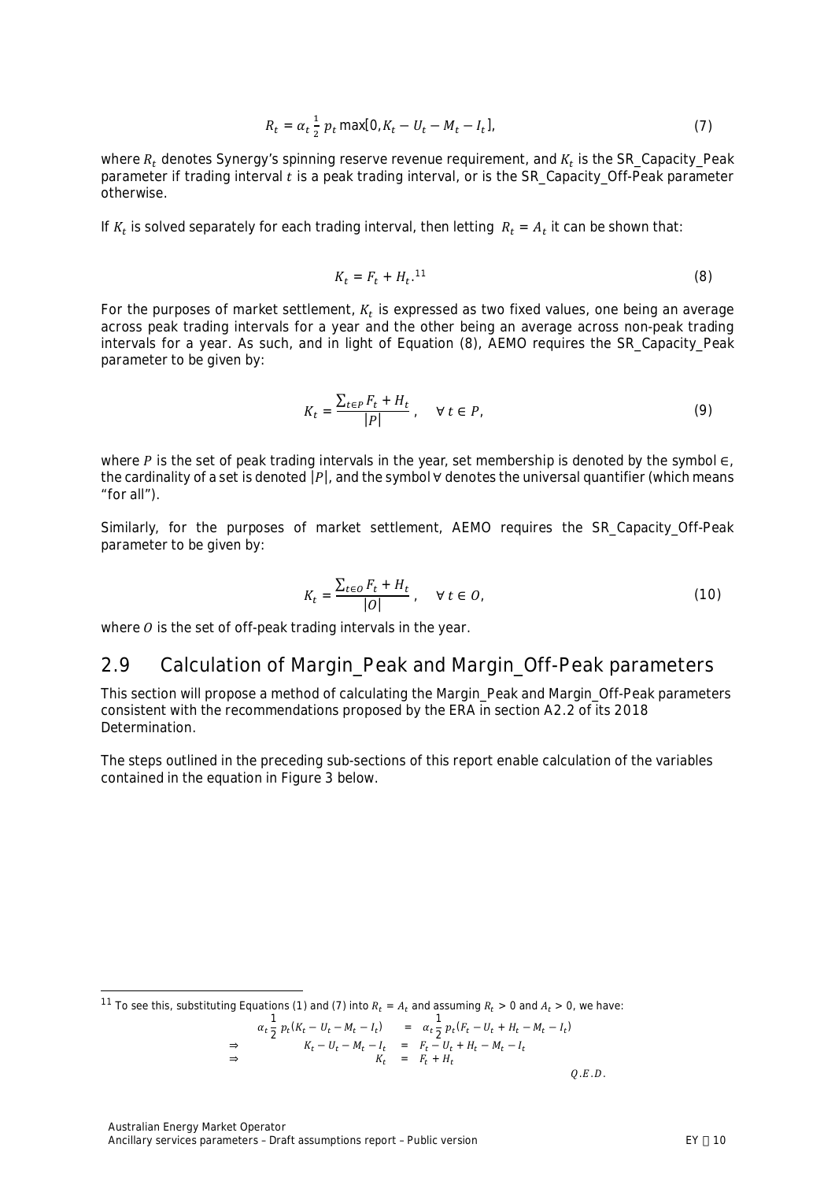$$R_t = \alpha_t \frac{1}{2} p_t \max[0, K_t - U_t - M_t - I_t], \tag{7}$$

where $R_t$ denotes Synergy's spinning reserve revenue requirement, and $K_t$ is the SR_Capacity_Peak parameter if trading interval $t$ is a peak trading interval, or is the SR_Capacity_Off-Peak parameter otherwise.

If $K_t$ is solved separately for each trading interval, then letting $R_t = A_t$ it can be shown that:

$$K_t = F_t + H_t.\text{[11]} \tag{8}$$

For the purposes of market settlement, $K_t$ is expressed as two fixed values, one being an average across peak trading intervals for a year and the other being an average across non-peak trading intervals for a year. As such, and in light of Equation (8), AEMO requires the SR_Capacity_Peak parameter to be given by:

$$K_t = \frac{\sum_{t \in P} F_t + H_t}{|P|}, \quad \forall \, t \in P, \tag{9}$$

where $P$ is the set of peak trading intervals in the year, set membership is denoted by the symbol $\in$, the cardinality of a set is denoted $|P|$, and the symbol $\forall$ denotes the universal quantifier (which means "for all").

Similarly, for the purposes of market settlement, AEMO requires the SR_Capacity_Off-Peak parameter to be given by:

$$K_t = \frac{\sum_{t \in O} F_t + H_t}{|O|}, \quad \forall \, t \in O, \tag{10}$$

where $O$ is the set of off-peak trading intervals in the year.

## 2.9 Calculation of Margin_Peak and Margin_Off-Peak parameters

This section will propose a method of calculating the Margin_Peak and Margin_Off-Peak parameters consistent with the recommendations proposed by the ERA in section A2.2 of its 2018 Determination.

The steps outlined in the preceding sub-sections of this report enable calculation of the variables contained in the equation in Figure 3 below.

---

[11] To see this, substituting Equations (1) and (7) into $R_t = A_t$ and assuming $R_t > 0$ and $A_t > 0$, we have:

$$\begin{aligned}
\alpha_t \frac{1}{2} p_t (K_t - U_t - M_t - I_t) &= \alpha_t \frac{1}{2} p_t (F_t - U_t + H_t - M_t - I_t) \\
\Rightarrow \quad K_t - U_t - M_t - I_t &= F_t - U_t + H_t - M_t - I_t \\
\Rightarrow \quad K_t &= F_t + H_t
\end{aligned}$$

$Q.E.D.$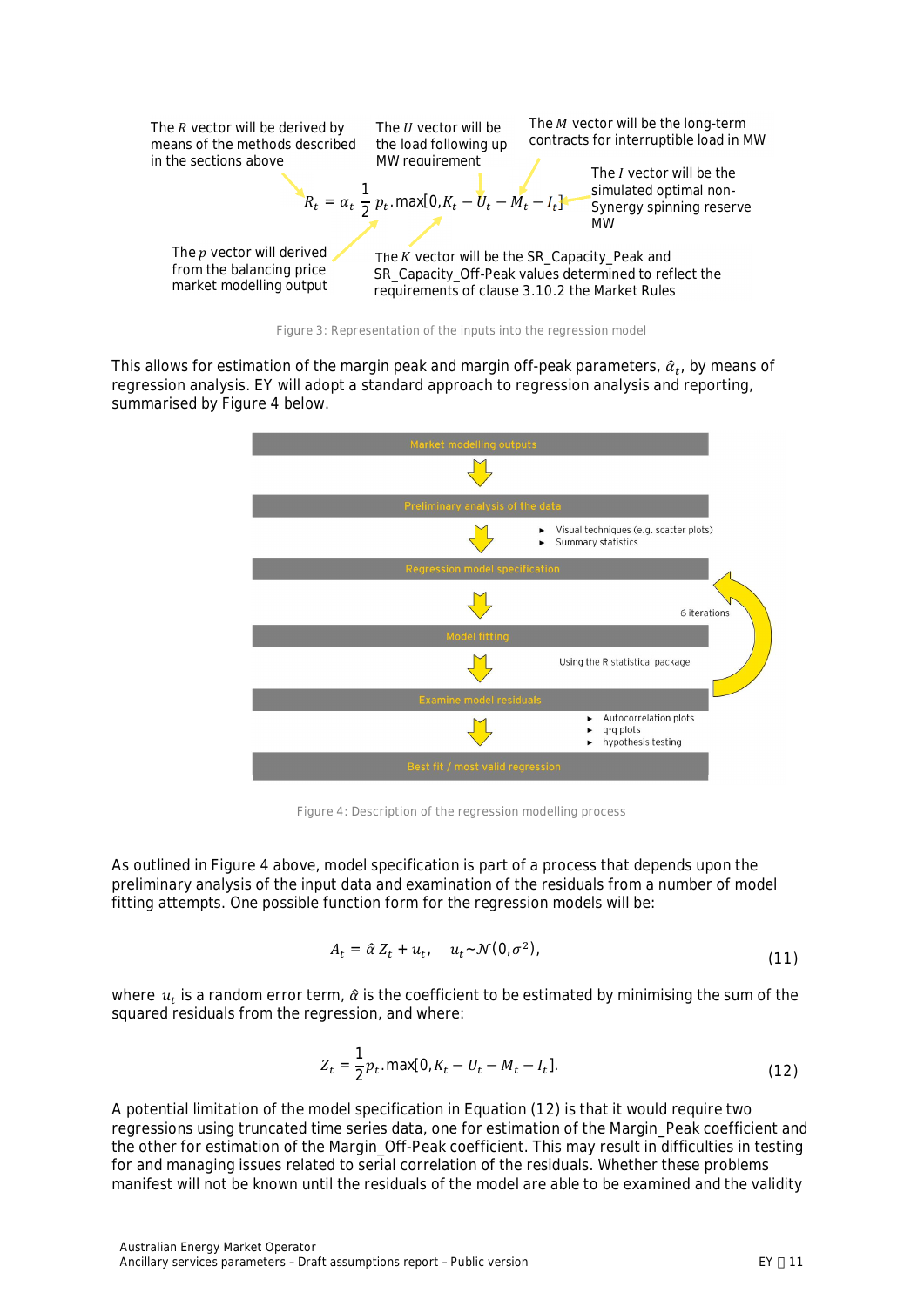The $R$ vector will be derived by means of the methods described in the sections above

The $U$ vector will be the load following up MW requirement

The $M$ vector will be the long-term contracts for interruptible load in MW

The $I$ vector will be the simulated optimal non-Synergy spinning reserve MW

$$R_t = \alpha_t \frac{1}{2} p_t . \max[0, K_t - U_t - M_t - I_t]$$

The $p$ vector will derived from the balancing price market modelling output

The $K$ vector will be the SR_Capacity_Peak and SR_Capacity_Off-Peak values determined to reflect the requirements of clause 3.10.2 the Market Rules

Figure 3: Representation of the inputs into the regression model

This allows for estimation of the margin peak and margin off-peak parameters, $\hat{\alpha}_t$, by means of regression analysis. EY will adopt a standard approach to regression analysis and reporting, summarised by Figure 4 below.

Market modelling outputs

↓

Preliminary analysis of the data
- Visual techniques (e.g. scatter plots)
- Summary statistics

↓

Regression model specification

↓ (6 iterations)

Model fitting
Using the R statistical package

↓

Examine model residuals
- Autocorrelation plots
- q-q plots
- hypothesis testing

↓

Best fit / most valid regression

Figure 4: Description of the regression modelling process

As outlined in Figure 4 above, model specification is part of a process that depends upon the preliminary analysis of the input data and examination of the residuals from a number of model fitting attempts. One possible function form for the regression models will be:

$$A_t = \hat{\alpha}\, Z_t + u_t, \quad u_t \sim \mathcal{N}(0, \sigma^2), \tag{11}$$

where $u_t$ is a random error term, $\hat{\alpha}$ is the coefficient to be estimated by minimising the sum of the squared residuals from the regression, and where:

$$Z_t = \frac{1}{2} p_t . \max[0, K_t - U_t - M_t - I_t]. \tag{12}$$

A potential limitation of the model specification in Equation (12) is that it would require two regressions using truncated time series data, one for estimation of the Margin_Peak coefficient and the other for estimation of the Margin_Off-Peak coefficient. This may result in difficulties in testing for and managing issues related to serial correlation of the residuals. Whether these problems manifest will not be known until the residuals of the model are able to be examined and the validity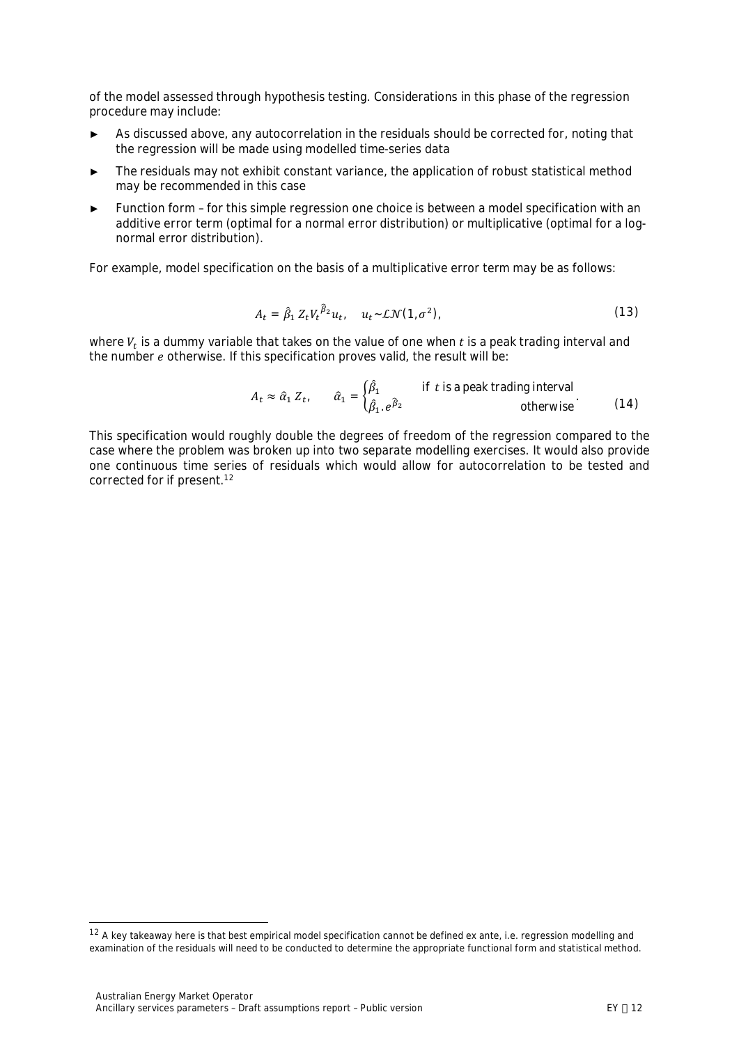of the model assessed through hypothesis testing. Considerations in this phase of the regression procedure may include:

- As discussed above, any autocorrelation in the residuals should be corrected for, noting that the regression will be made using modelled time-series data
- The residuals may not exhibit constant variance, the application of robust statistical method may be recommended in this case
- Function form – for this simple regression one choice is between a model specification with an additive error term (optimal for a normal error distribution) or multiplicative (optimal for a log-normal error distribution).

For example, model specification on the basis of a multiplicative error term may be as follows:

$$A_t = \hat{\beta}_1 \, Z_t V_t^{\hat{\beta}_2} u_t, \quad u_t \sim \mathcal{LN}(1, \sigma^2), \tag{13}$$

where $V_t$ is a dummy variable that takes on the value of one when $t$ is a peak trading interval and the number $e$ otherwise. If this specification proves valid, the result will be:

$$A_t \approx \hat{\alpha}_1 \, Z_t, \qquad \hat{\alpha}_1 = \begin{cases} \hat{\beta}_1 & \text{if } t \text{ is a peak trading interval} \\ \hat{\beta}_1 . e^{\hat{\beta}_2} & \text{otherwise} \end{cases}. \tag{14}$$

This specification would roughly double the degrees of freedom of the regression compared to the case where the problem was broken up into two separate modelling exercises. It would also provide one continuous time series of residuals which would allow for autocorrelation to be tested and corrected for if present.[12]

[12] A key takeaway here is that best empirical model specification cannot be defined ex ante, i.e. regression modelling and examination of the residuals will need to be conducted to determine the appropriate functional form and statistical method.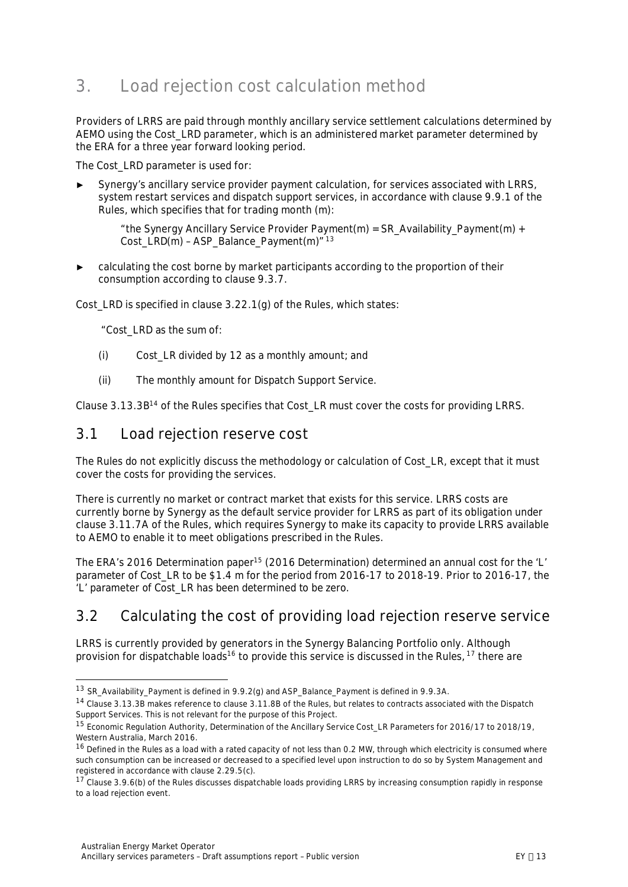# 3. Load rejection cost calculation method

Providers of LRRS are paid through monthly ancillary service settlement calculations determined by AEMO using the Cost_LRD parameter, which is an administered market parameter determined by the ERA for a three year forward looking period.

The Cost_LRD parameter is used for:

- Synergy's ancillary service provider payment calculation, for services associated with LRRS, system restart services and dispatch support services, in accordance with clause 9.9.1 of the Rules, which specifies that for trading month (m):

  > "the Synergy Ancillary Service Provider Payment(m) = SR_Availability_Payment(m) + Cost_LRD(m) – ASP_Balance_Payment(m)" [13]

- calculating the cost borne by market participants according to the proportion of their consumption according to clause 9.3.7.

Cost_LRD is specified in clause 3.22.1(g) of the Rules, which states:

> "Cost_LRD as the sum of:
>
> (i) Cost_LR divided by 12 as a monthly amount; and
>
> (ii) The monthly amount for Dispatch Support Service.

Clause 3.13.3B[14] of the Rules specifies that Cost_LR must cover the costs for providing LRRS.

## 3.1 Load rejection reserve cost

The Rules do not explicitly discuss the methodology or calculation of Cost_LR, except that it must cover the costs for providing the services.

There is currently no market or contract market that exists for this service. LRRS costs are currently borne by Synergy as the default service provider for LRRS as part of its obligation under clause 3.11.7A of the Rules, which requires Synergy to make its capacity to provide LRRS available to AEMO to enable it to meet obligations prescribed in the Rules.

The ERA's 2016 Determination paper[15] (2016 Determination) determined an annual cost for the 'L' parameter of Cost_LR to be $1.4 m for the period from 2016-17 to 2018-19. Prior to 2016-17, the 'L' parameter of Cost_LR has been determined to be zero.

## 3.2 Calculating the cost of providing load rejection reserve service

LRRS is currently provided by generators in the Synergy Balancing Portfolio only. Although provision for dispatchable loads[16] to provide this service is discussed in the Rules,[17] there are

---

[13] SR_Availability_Payment is defined in 9.9.2(g) and ASP_Balance_Payment is defined in 9.9.3A.

[14] Clause 3.13.3B makes reference to clause 3.11.8B of the Rules, but relates to contracts associated with the Dispatch Support Services. This is not relevant for the purpose of this Project.

[15] Economic Regulation Authority, Determination of the Ancillary Service Cost_LR Parameters for 2016/17 to 2018/19, Western Australia, March 2016.

[16] Defined in the Rules as a load with a rated capacity of not less than 0.2 MW, through which electricity is consumed where such consumption can be increased or decreased to a specified level upon instruction to do so by System Management and registered in accordance with clause 2.29.5(c).

[17] Clause 3.9.6(b) of the Rules discusses dispatchable loads providing LRRS by increasing consumption rapidly in response to a load rejection event.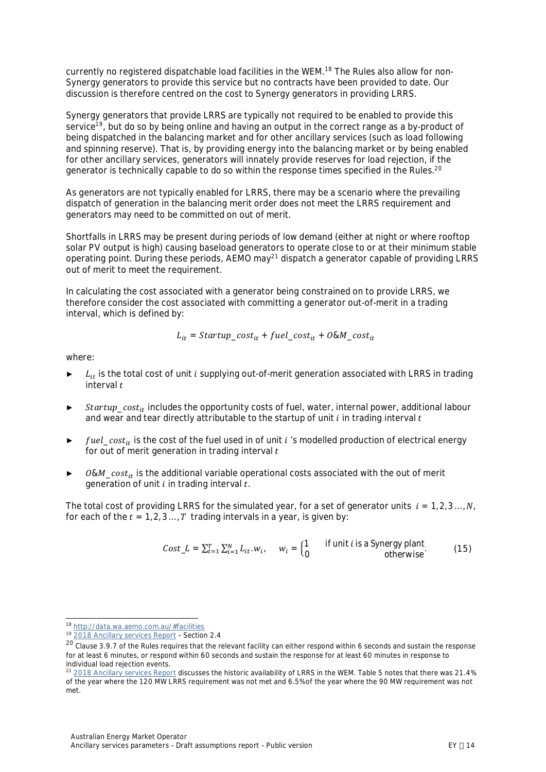currently no registered dispatchable load facilities in the WEM.[18] The Rules also allow for non-Synergy generators to provide this service but no contracts have been provided to date. Our discussion is therefore centred on the cost to Synergy generators in providing LRRS.

Synergy generators that provide LRRS are typically not required to be enabled to provide this service[19], but do so by being online and having an output in the correct range as a by-product of being dispatched in the balancing market and for other ancillary services (such as load following and spinning reserve). That is, by providing energy into the balancing market or by being enabled for other ancillary services, generators will innately provide reserves for load rejection, if the generator is technically capable to do so within the response times specified in the Rules.[20]

As generators are not typically enabled for LRRS, there may be a scenario where the prevailing dispatch of generation in the balancing merit order does not meet the LRRS requirement and generators may need to be committed on out of merit.

Shortfalls in LRRS may be present during periods of low demand (either at night or where rooftop solar PV output is high) causing baseload generators to operate close to or at their minimum stable operating point. During these periods, AEMO may[21] dispatch a generator capable of providing LRRS out of merit to meet the requirement.

In calculating the cost associated with a generator being constrained on to provide LRRS, we therefore consider the cost associated with committing a generator out-of-merit in a trading interval, which is defined by:

$$L_{it} = Startup\_cost_{it} + fuel\_cost_{it} + O\&M\_cost_{it}$$

where:

- $L_{it}$ is the total cost of unit $i$ supplying out-of-merit generation associated with LRRS in trading interval $t$
- $Startup\_cost_{it}$ includes the opportunity costs of fuel, water, internal power, additional labour and wear and tear directly attributable to the startup of unit $i$ in trading interval $t$
- $fuel\_cost_{it}$ is the cost of the fuel used in of unit $i$ 's modelled production of electrical energy for out of merit generation in trading interval $t$
- $O\&M\_cost_{it}$ is the additional variable operational costs associated with the out of merit generation of unit $i$ in trading interval $t$.

The total cost of providing LRRS for the simulated year, for a set of generator units $i = 1,2,3 \ldots, N$, for each of the $t = 1,2,3 \ldots, T$ trading intervals in a year, is given by:

$$Cost\_L = \sum_{t=1}^{T} \sum_{i=1}^{N} L_{it}.w_i, \quad w_i = \begin{cases} 1 & \text{if unit } i \text{ is a Synergy plant} \\ 0 & \text{otherwise} \end{cases}. \qquad (15)$$

---

[18] http://data.wa.aemo.com.au/#facilities

[19] 2018 Ancillary services Report – Section 2.4

[20] Clause 3.9.7 of the Rules requires that the relevant facility can either respond within 6 seconds and sustain the response for at least 6 minutes, or respond within 60 seconds and sustain the response for at least 60 minutes in response to individual load rejection events.

[21] 2018 Ancillary services Report discusses the historic availability of LRRS in the WEM. Table 5 notes that there was 21.4% of the year where the 120 MW LRRS requirement was not met and 6.5%of the year where the 90 MW requirement was not met.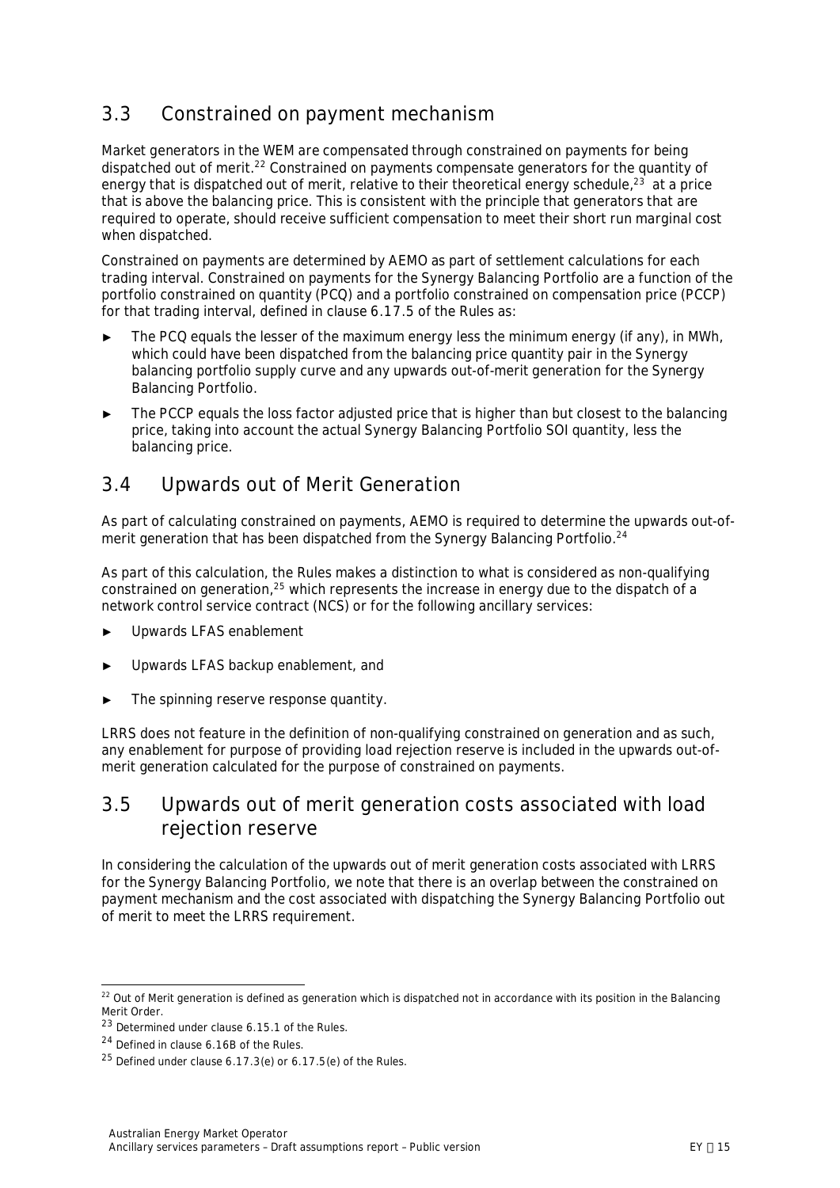## 3.3 Constrained on payment mechanism

Market generators in the WEM are compensated through constrained on payments for being dispatched out of merit.[22] Constrained on payments compensate generators for the quantity of energy that is dispatched out of merit, relative to their theoretical energy schedule,[23] at a price that is above the balancing price. This is consistent with the principle that generators that are required to operate, should receive sufficient compensation to meet their short run marginal cost when dispatched.

Constrained on payments are determined by AEMO as part of settlement calculations for each trading interval. Constrained on payments for the Synergy Balancing Portfolio are a function of the portfolio constrained on quantity (PCQ) and a portfolio constrained on compensation price (PCCP) for that trading interval, defined in clause 6.17.5 of the Rules as:

- The PCQ equals the lesser of the maximum energy less the minimum energy (if any), in MWh, which could have been dispatched from the balancing price quantity pair in the Synergy balancing portfolio supply curve and any upwards out-of-merit generation for the Synergy Balancing Portfolio.
- The PCCP equals the loss factor adjusted price that is higher than but closest to the balancing price, taking into account the actual Synergy Balancing Portfolio SOI quantity, less the balancing price.

## 3.4 Upwards out of Merit Generation

As part of calculating constrained on payments, AEMO is required to determine the upwards out-of-merit generation that has been dispatched from the Synergy Balancing Portfolio.[24]

As part of this calculation, the Rules makes a distinction to what is considered as non-qualifying constrained on generation,[25] which represents the increase in energy due to the dispatch of a network control service contract (NCS) or for the following ancillary services:

- Upwards LFAS enablement
- Upwards LFAS backup enablement, and
- The spinning reserve response quantity.

LRRS does not feature in the definition of non-qualifying constrained on generation and as such, any enablement for purpose of providing load rejection reserve is included in the upwards out-of-merit generation calculated for the purpose of constrained on payments.

## 3.5 Upwards out of merit generation costs associated with load rejection reserve

In considering the calculation of the upwards out of merit generation costs associated with LRRS for the Synergy Balancing Portfolio, we note that there is an overlap between the constrained on payment mechanism and the cost associated with dispatching the Synergy Balancing Portfolio out of merit to meet the LRRS requirement.

---

[22] Out of Merit generation is defined as generation which is dispatched not in accordance with its position in the Balancing Merit Order.

[23] Determined under clause 6.15.1 of the Rules.

[24] Defined in clause 6.16B of the Rules.

[25] Defined under clause 6.17.3(e) or 6.17.5(e) of the Rules.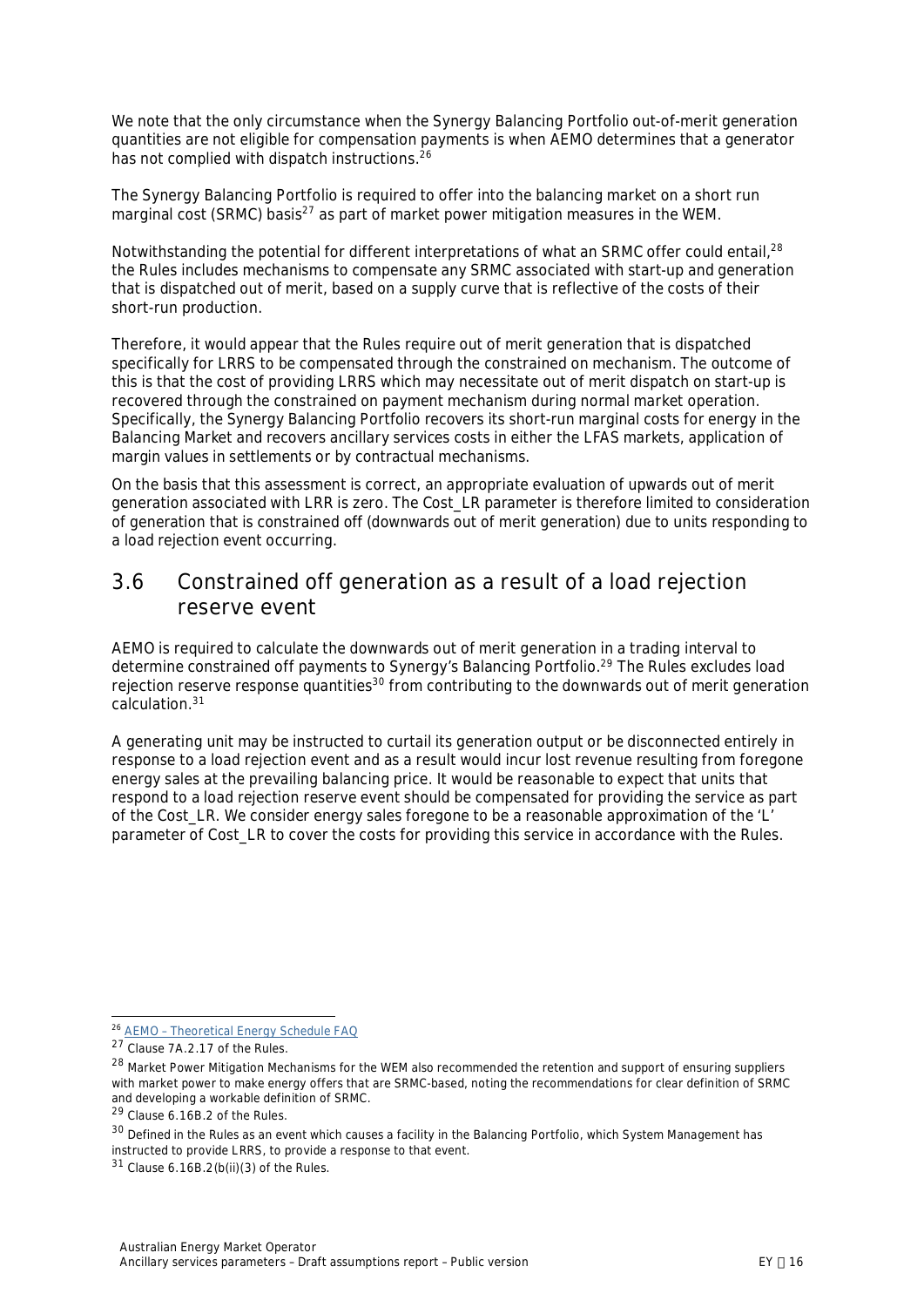We note that the only circumstance when the Synergy Balancing Portfolio out-of-merit generation quantities are not eligible for compensation payments is when AEMO determines that a generator has not complied with dispatch instructions.[26]

The Synergy Balancing Portfolio is required to offer into the balancing market on a short run marginal cost (SRMC) basis[27] as part of market power mitigation measures in the WEM.

Notwithstanding the potential for different interpretations of what an SRMC offer could entail,[28] the Rules includes mechanisms to compensate any SRMC associated with start-up and generation that is dispatched out of merit, based on a supply curve that is reflective of the costs of their short-run production.

Therefore, it would appear that the Rules require out of merit generation that is dispatched specifically for LRRS to be compensated through the constrained on mechanism. The outcome of this is that the cost of providing LRRS which may necessitate out of merit dispatch on start-up is recovered through the constrained on payment mechanism during normal market operation. Specifically, the Synergy Balancing Portfolio recovers its short-run marginal costs for energy in the Balancing Market and recovers ancillary services costs in either the LFAS markets, application of margin values in settlements or by contractual mechanisms.

On the basis that this assessment is correct, an appropriate evaluation of upwards out of merit generation associated with LRR is zero. The Cost_LR parameter is therefore limited to consideration of generation that is constrained off (downwards out of merit generation) due to units responding to a load rejection event occurring.

## 3.6 Constrained off generation as a result of a load rejection reserve event

AEMO is required to calculate the downwards out of merit generation in a trading interval to determine constrained off payments to Synergy's Balancing Portfolio.[29] The Rules excludes load rejection reserve response quantities[30] from contributing to the downwards out of merit generation calculation.[31]

A generating unit may be instructed to curtail its generation output or be disconnected entirely in response to a load rejection event and as a result would incur lost revenue resulting from foregone energy sales at the prevailing balancing price. It would be reasonable to expect that units that respond to a load rejection reserve event should be compensated for providing the service as part of the Cost_LR. We consider energy sales foregone to be a reasonable approximation of the 'L' parameter of Cost_LR to cover the costs for providing this service in accordance with the Rules.

---

[26] AEMO – Theoretical Energy Schedule FAQ

[27] Clause 7A.2.17 of the Rules.

[28] Market Power Mitigation Mechanisms for the WEM also recommended the retention and support of ensuring suppliers with market power to make energy offers that are SRMC-based, noting the recommendations for clear definition of SRMC and developing a workable definition of SRMC.

[29] Clause 6.16B.2 of the Rules.

[30] Defined in the Rules as an event which causes a facility in the Balancing Portfolio, which System Management has instructed to provide LRRS, to provide a response to that event.

[31] Clause 6.16B.2(b(ii)(3) of the Rules.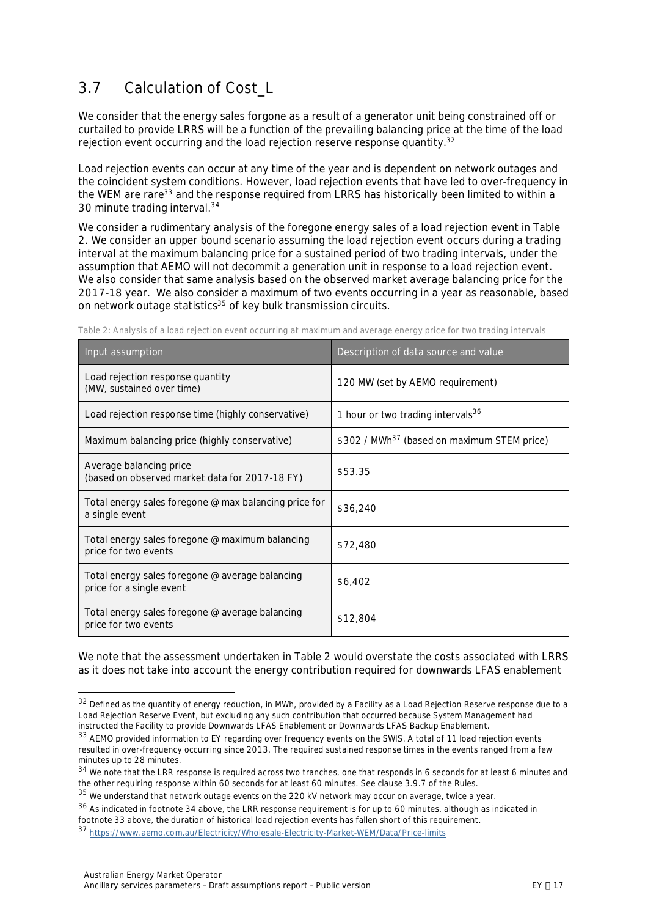## 3.7 Calculation of Cost_L

We consider that the energy sales forgone as a result of a generator unit being constrained off or curtailed to provide LRRS will be a function of the prevailing balancing price at the time of the load rejection event occurring and the load rejection reserve response quantity.[32]

Load rejection events can occur at any time of the year and is dependent on network outages and the coincident system conditions. However, load rejection events that have led to over-frequency in the WEM are rare[33] and the response required from LRRS has historically been limited to within a 30 minute trading interval.[34]

We consider a rudimentary analysis of the foregone energy sales of a load rejection event in Table 2. We consider an upper bound scenario assuming the load rejection event occurs during a trading interval at the maximum balancing price for a sustained period of two trading intervals, under the assumption that AEMO will not decommit a generation unit in response to a load rejection event. We also consider that same analysis based on the observed market average balancing price for the 2017-18 year. We also consider a maximum of two events occurring in a year as reasonable, based on network outage statistics[35] of key bulk transmission circuits.

Table 2: Analysis of a load rejection event occurring at maximum and average energy price for two trading intervals

| Input assumption | Description of data source and value |
|---|---|
| Load rejection response quantity (MW, sustained over time) | 120 MW (set by AEMO requirement) |
| Load rejection response time (highly conservative) | 1 hour or two trading intervals[36] |
| Maximum balancing price (highly conservative) | $302 / MWh[37] (based on maximum STEM price) |
| Average balancing price (based on observed market data for 2017-18 FY) | $53.35 |
| Total energy sales foregone @ max balancing price for a single event | $36,240 |
| Total energy sales foregone @ maximum balancing price for two events | $72,480 |
| Total energy sales foregone @ average balancing price for a single event | $6,402 |
| Total energy sales foregone @ average balancing price for two events | $12,804 |

We note that the assessment undertaken in Table 2 would overstate the costs associated with LRRS as it does not take into account the energy contribution required for downwards LFAS enablement

[32] Defined as the quantity of energy reduction, in MWh, provided by a Facility as a Load Rejection Reserve response due to a Load Rejection Reserve Event, but excluding any such contribution that occurred because System Management had instructed the Facility to provide Downwards LFAS Enablement or Downwards LFAS Backup Enablement.

[33] AEMO provided information to EY regarding over frequency events on the SWIS. A total of 11 load rejection events resulted in over-frequency occurring since 2013. The required sustained response times in the events ranged from a few minutes up to 28 minutes.

[34] We note that the LRR response is required across two tranches, one that responds in 6 seconds for at least 6 minutes and the other requiring response within 60 seconds for at least 60 minutes. See clause 3.9.7 of the Rules.

[35] We understand that network outage events on the 220 kV network may occur on average, twice a year.

[36] As indicated in footnote 34 above, the LRR response requirement is for up to 60 minutes, although as indicated in footnote 33 above, the duration of historical load rejection events has fallen short of this requirement.

[37] https://www.aemo.com.au/Electricity/Wholesale-Electricity-Market-WEM/Data/Price-limits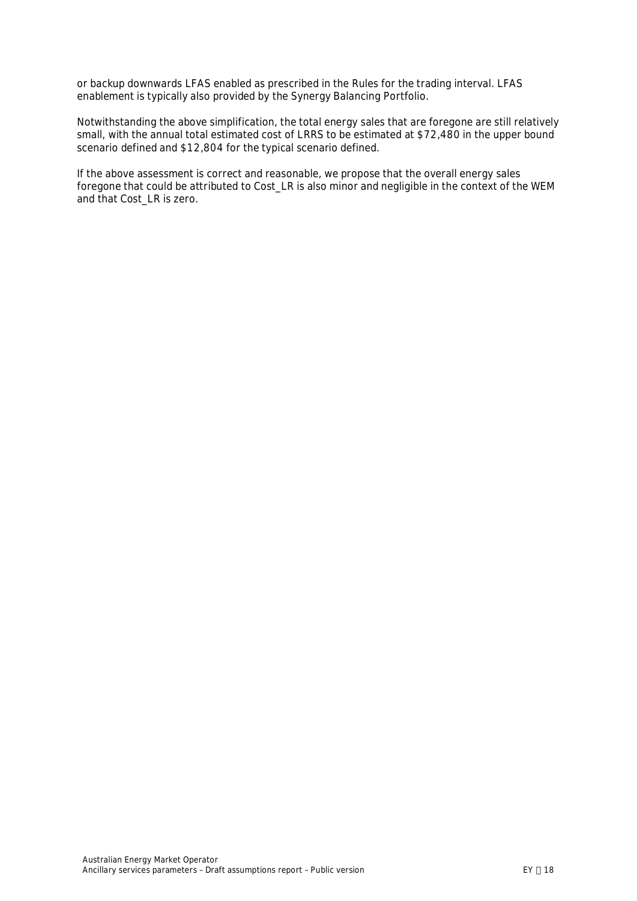or backup downwards LFAS enabled as prescribed in the Rules for the trading interval. LFAS enablement is typically also provided by the Synergy Balancing Portfolio.

Notwithstanding the above simplification, the total energy sales that are foregone are still relatively small, with the annual total estimated cost of LRRS to be estimated at $72,480 in the upper bound scenario defined and $12,804 for the typical scenario defined.

If the above assessment is correct and reasonable, we propose that the overall energy sales foregone that could be attributed to Cost_LR is also minor and negligible in the context of the WEM and that Cost_LR is zero.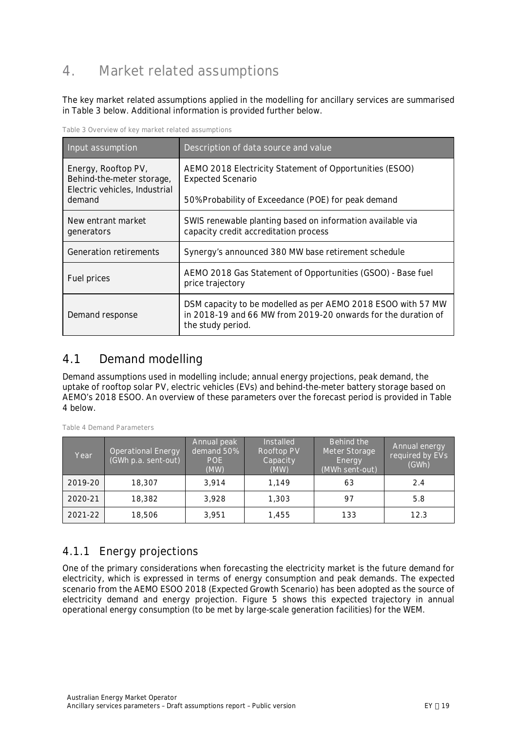# 4. Market related assumptions

The key market related assumptions applied in the modelling for ancillary services are summarised in Table 3 below. Additional information is provided further below.

Table 3 Overview of key market related assumptions

| Input assumption | Description of data source and value |
|---|---|
| Energy, Rooftop PV, Behind-the-meter storage, Electric vehicles, Industrial demand | AEMO 2018 Electricity Statement of Opportunities (ESOO) Expected Scenario<br><br>50%Probability of Exceedance (POE) for peak demand |
| New entrant market generators | SWIS renewable planting based on information available via capacity credit accreditation process |
| Generation retirements | Synergy's announced 380 MW base retirement schedule |
| Fuel prices | AEMO 2018 Gas Statement of Opportunities (GSOO) - Base fuel price trajectory |
| Demand response | DSM capacity to be modelled as per AEMO 2018 ESOO with 57 MW in 2018-19 and 66 MW from 2019-20 onwards for the duration of the study period. |

## 4.1 Demand modelling

Demand assumptions used in modelling include; annual energy projections, peak demand, the uptake of rooftop solar PV, electric vehicles (EVs) and behind-the-meter battery storage based on AEMO's 2018 ESOO. An overview of these parameters over the forecast period is provided in Table 4 below.

Table 4 Demand Parameters

| Year | Operational Energy (GWh p.a. sent-out) | Annual peak demand 50% POE (MW) | Installed Rooftop PV Capacity (MW) | Behind the Meter Storage Energy (MWh sent-out) | Annual energy required by EVs (GWh) |
|---|---|---|---|---|---|
| 2019-20 | 18,307 | 3,914 | 1,149 | 63 | 2.4 |
| 2020-21 | 18,382 | 3,928 | 1,303 | 97 | 5.8 |
| 2021-22 | 18,506 | 3,951 | 1,455 | 133 | 12.3 |

### 4.1.1 Energy projections

One of the primary considerations when forecasting the electricity market is the future demand for electricity, which is expressed in terms of energy consumption and peak demands. The expected scenario from the AEMO ESOO 2018 (Expected Growth Scenario) has been adopted as the source of electricity demand and energy projection. Figure 5 shows this expected trajectory in annual operational energy consumption (to be met by large-scale generation facilities) for the WEM.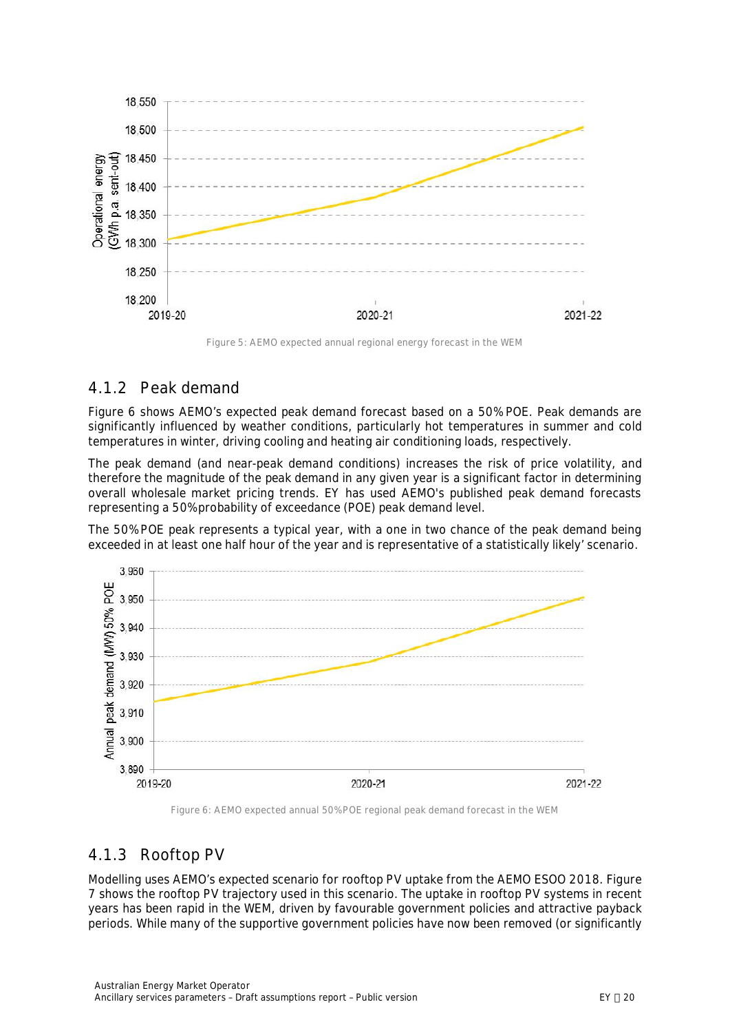Figure 5: AEMO expected annual regional energy forecast in the WEM

### 4.1.2 Peak demand

Figure 6 shows AEMO's expected peak demand forecast based on a 50% POE. Peak demands are significantly influenced by weather conditions, particularly hot temperatures in summer and cold temperatures in winter, driving cooling and heating air conditioning loads, respectively.

The peak demand (and near-peak demand conditions) increases the risk of price volatility, and therefore the magnitude of the peak demand in any given year is a significant factor in determining overall wholesale market pricing trends. EY has used AEMO's published peak demand forecasts representing a 50% probability of exceedance (POE) peak demand level.

The 50% POE peak represents a typical year, with a one in two chance of the peak demand being exceeded in at least one half hour of the year and is representative of a statistically likely' scenario.

Figure 6: AEMO expected annual 50% POE regional peak demand forecast in the WEM

### 4.1.3 Rooftop PV

Modelling uses AEMO's expected scenario for rooftop PV uptake from the AEMO ESOO 2018. Figure 7 shows the rooftop PV trajectory used in this scenario. The uptake in rooftop PV systems in recent years has been rapid in the WEM, driven by favourable government policies and attractive payback periods. While many of the supportive government policies have now been removed (or significantly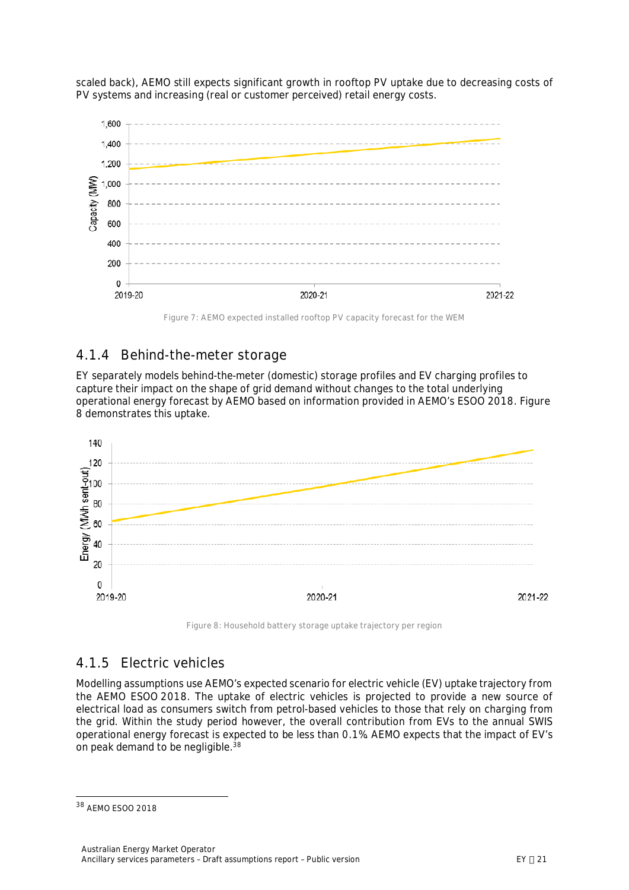scaled back), AEMO still expects significant growth in rooftop PV uptake due to decreasing costs of PV systems and increasing (real or customer perceived) retail energy costs.

Figure 7: AEMO expected installed rooftop PV capacity forecast for the WEM

### 4.1.4 Behind-the-meter storage

EY separately models behind-the-meter (domestic) storage profiles and EV charging profiles to capture their impact on the shape of grid demand without changes to the total underlying operational energy forecast by AEMO based on information provided in AEMO's ESOO 2018. Figure 8 demonstrates this uptake.

Figure 8: Household battery storage uptake trajectory per region

### 4.1.5 Electric vehicles

Modelling assumptions use AEMO's expected scenario for electric vehicle (EV) uptake trajectory from the AEMO ESOO 2018. The uptake of electric vehicles is projected to provide a new source of electrical load as consumers switch from petrol-based vehicles to those that rely on charging from the grid. Within the study period however, the overall contribution from EVs to the annual SWIS operational energy forecast is expected to be less than 0.1%. AEMO expects that the impact of EV's on peak demand to be negligible.[38]

[38] AEMO ESOO 2018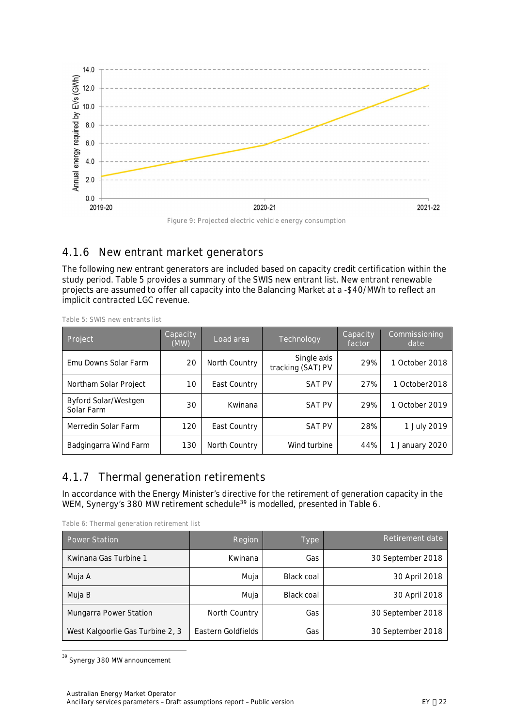Figure 9: Projected electric vehicle energy consumption

### 4.1.6 New entrant market generators

The following new entrant generators are included based on capacity credit certification within the study period. Table 5 provides a summary of the SWIS new entrant list. New entrant renewable projects are assumed to offer all capacity into the Balancing Market at a -$40/MWh to reflect an implicit contracted LGC revenue.

Table 5: SWIS new entrants list

| Project | Capacity (MW) | Load area | Technology | Capacity factor | Commissioning date |
|---|---|---|---|---|---|
| Emu Downs Solar Farm | 20 | North Country | Single axis tracking (SAT) PV | 29% | 1 October 2018 |
| Northam Solar Project | 10 | East Country | SAT PV | 27% | 1 October2018 |
| Byford Solar/Westgen Solar Farm | 30 | Kwinana | SAT PV | 29% | 1 October 2019 |
| Merredin Solar Farm | 120 | East Country | SAT PV | 28% | 1 July 2019 |
| Badgingarra Wind Farm | 130 | North Country | Wind turbine | 44% | 1 January 2020 |

### 4.1.7 Thermal generation retirements

In accordance with the Energy Minister's directive for the retirement of generation capacity in the WEM, Synergy's 380 MW retirement schedule[39] is modelled, presented in Table 6.

Table 6: Thermal generation retirement list

| Power Station | Region | Type | Retirement date |
|---|---|---|---|
| Kwinana Gas Turbine 1 | Kwinana | Gas | 30 September 2018 |
| Muja A | Muja | Black coal | 30 April 2018 |
| Muja B | Muja | Black coal | 30 April 2018 |
| Mungarra Power Station | North Country | Gas | 30 September 2018 |
| West Kalgoorlie Gas Turbine 2, 3 | Eastern Goldfields | Gas | 30 September 2018 |

[39] Synergy 380 MW announcement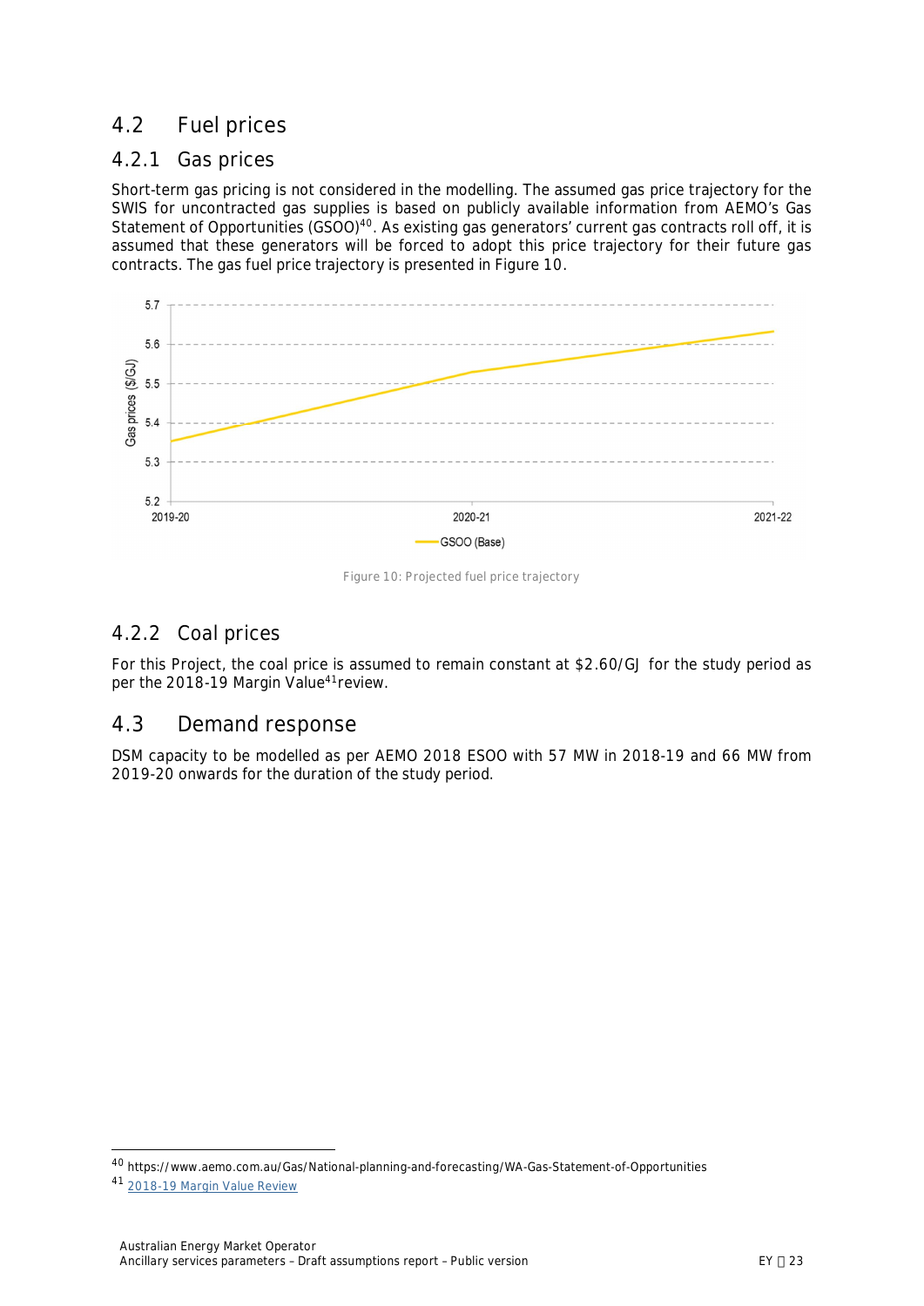## 4.2 Fuel prices

### 4.2.1 Gas prices

Short-term gas pricing is not considered in the modelling. The assumed gas price trajectory for the SWIS for uncontracted gas supplies is based on publicly available information from AEMO's Gas Statement of Opportunities (GSOO)[40]. As existing gas generators' current gas contracts roll off, it is assumed that these generators will be forced to adopt this price trajectory for their future gas contracts. The gas fuel price trajectory is presented in Figure 10.

Figure 10: Projected fuel price trajectory

### 4.2.2 Coal prices

For this Project, the coal price is assumed to remain constant at $2.60/GJ for the study period as per the 2018-19 Margin Value[41]review.

## 4.3 Demand response

DSM capacity to be modelled as per AEMO 2018 ESOO with 57 MW in 2018-19 and 66 MW from 2019-20 onwards for the duration of the study period.

---

[40] https://www.aemo.com.au/Gas/National-planning-and-forecasting/WA-Gas-Statement-of-Opportunities

[41] 2018-19 Margin Value Review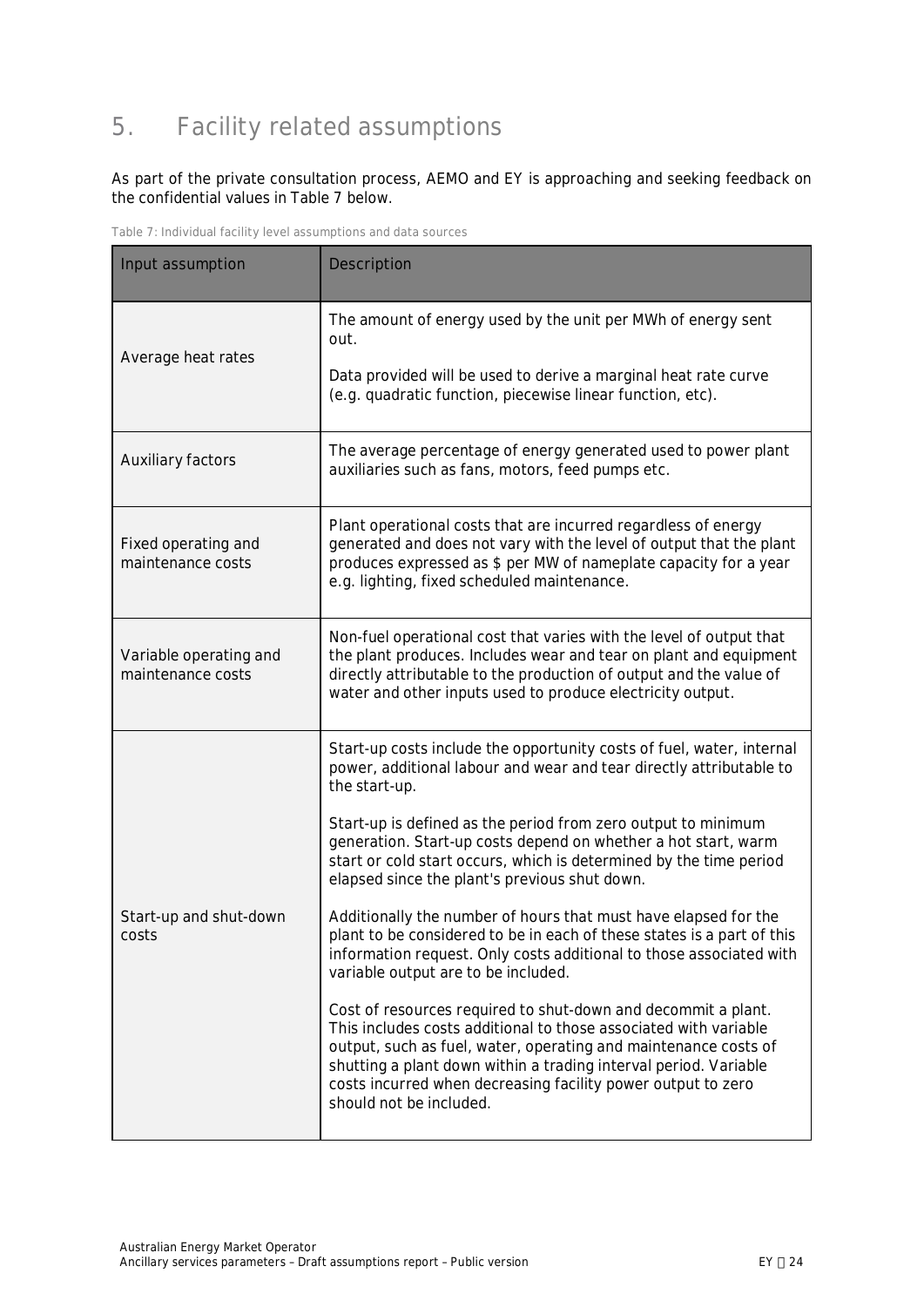# 5. Facility related assumptions

As part of the private consultation process, AEMO and EY is approaching and seeking feedback on the confidential values in Table 7 below.

Table 7: Individual facility level assumptions and data sources

| Input assumption | Description |
|---|---|
| Average heat rates | The amount of energy used by the unit per MWh of energy sent out.<br><br>Data provided will be used to derive a marginal heat rate curve (e.g. quadratic function, piecewise linear function, etc). |
| Auxiliary factors | The average percentage of energy generated used to power plant auxiliaries such as fans, motors, feed pumps etc. |
| Fixed operating and maintenance costs | Plant operational costs that are incurred regardless of energy generated and does not vary with the level of output that the plant produces expressed as $ per MW of nameplate capacity for a year e.g. lighting, fixed scheduled maintenance. |
| Variable operating and maintenance costs | Non-fuel operational cost that varies with the level of output that the plant produces. Includes wear and tear on plant and equipment directly attributable to the production of output and the value of water and other inputs used to produce electricity output. |
| Start-up and shut-down costs | Start-up costs include the opportunity costs of fuel, water, internal power, additional labour and wear and tear directly attributable to the start-up.<br><br>Start-up is defined as the period from zero output to minimum generation. Start-up costs depend on whether a hot start, warm start or cold start occurs, which is determined by the time period elapsed since the plant's previous shut down.<br><br>Additionally the number of hours that must have elapsed for the plant to be considered to be in each of these states is a part of this information request. Only costs additional to those associated with variable output are to be included.<br><br>Cost of resources required to shut-down and decommit a plant. This includes costs additional to those associated with variable output, such as fuel, water, operating and maintenance costs of shutting a plant down within a trading interval period. Variable costs incurred when decreasing facility power output to zero should not be included. |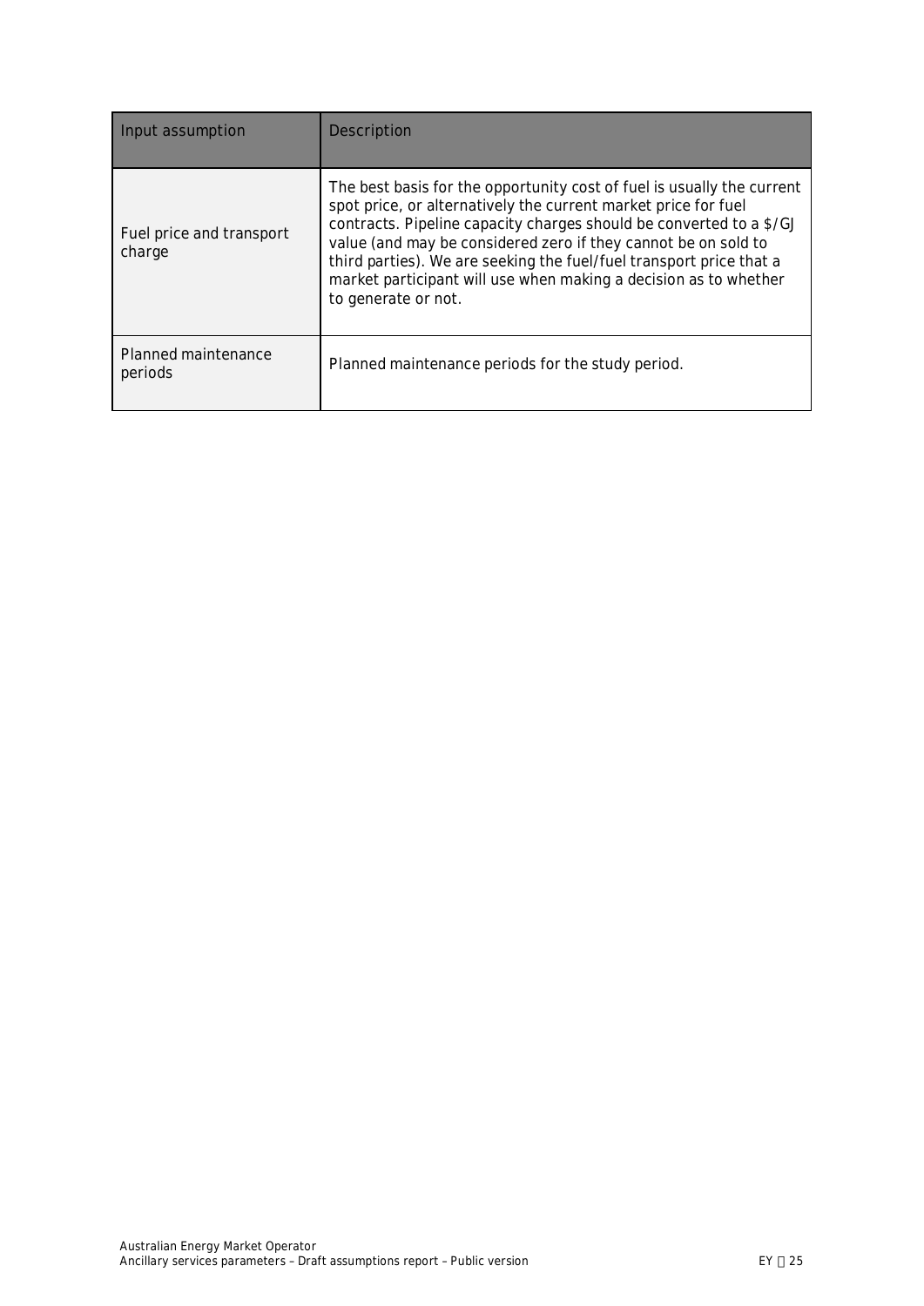| Input assumption | Description |
| --- | --- |
| Fuel price and transport charge | The best basis for the opportunity cost of fuel is usually the current spot price, or alternatively the current market price for fuel contracts. Pipeline capacity charges should be converted to a $/GJ value (and may be considered zero if they cannot be on sold to third parties). We are seeking the fuel/fuel transport price that a market participant will use when making a decision as to whether to generate or not. |
| Planned maintenance periods | Planned maintenance periods for the study period. |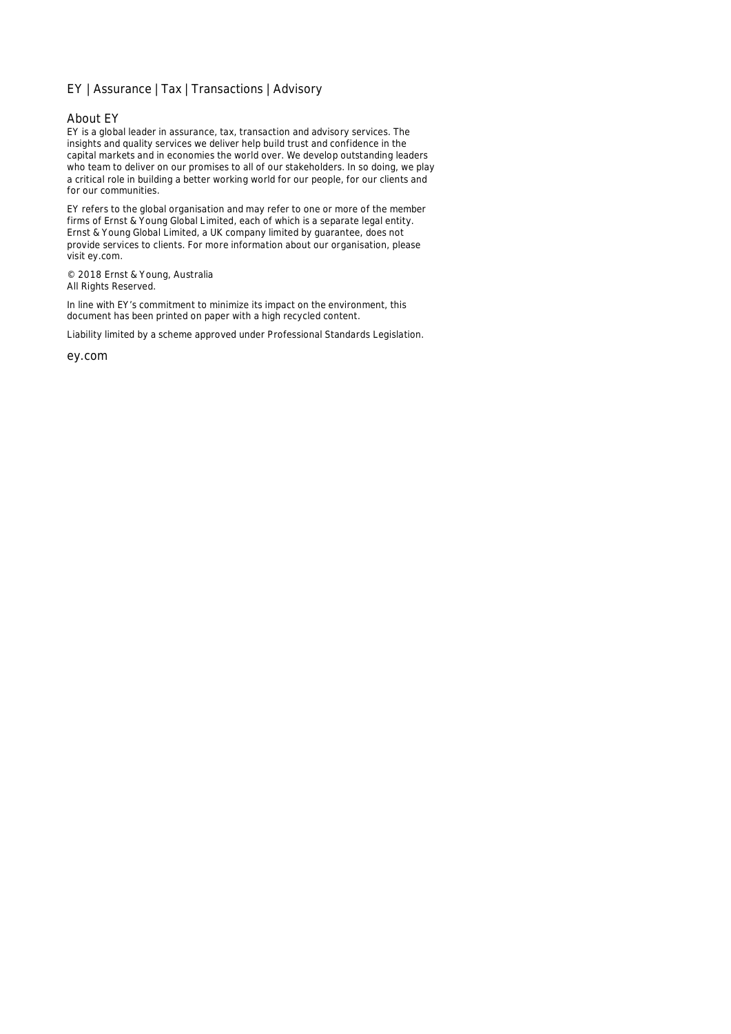EY | Assurance | Tax | Transactions | Advisory

## About EY

EY is a global leader in assurance, tax, transaction and advisory services. The insights and quality services we deliver help build trust and confidence in the capital markets and in economies the world over. We develop outstanding leaders who team to deliver on our promises to all of our stakeholders. In so doing, we play a critical role in building a better working world for our people, for our clients and for our communities.

EY refers to the global organisation and may refer to one or more of the member firms of Ernst & Young Global Limited, each of which is a separate legal entity. Ernst & Young Global Limited, a UK company limited by guarantee, does not provide services to clients. For more information about our organisation, please visit ey.com.

© 2018 Ernst & Young, Australia
All Rights Reserved.

In line with EY's commitment to minimize its impact on the environment, this document has been printed on paper with a high recycled content.

Liability limited by a scheme approved under Professional Standards Legislation.

ey.com